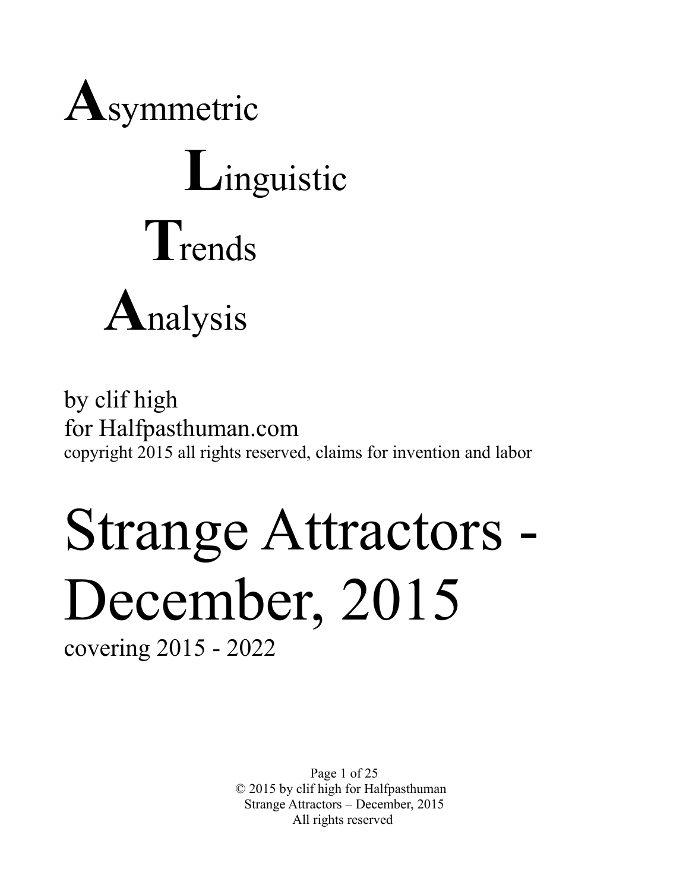# **A**symmetric **L**inguistic **T**rends **A**nalysis

by clif high
for Halfpasthuman.com
copyright 2015 all rights reserved, claims for invention and labor

# Strange Attractors - December, 2015

covering 2015 - 2022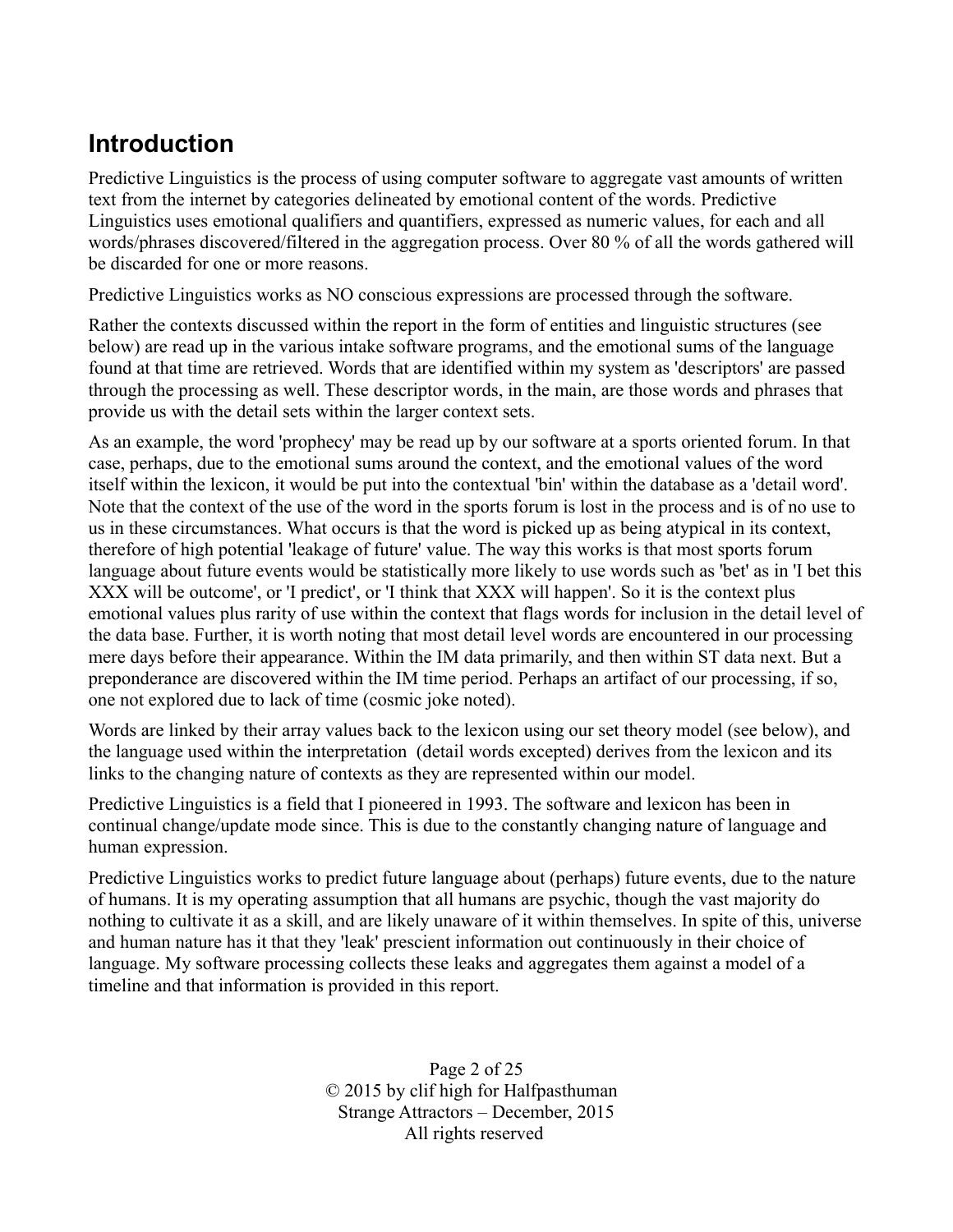## Introduction

Predictive Linguistics is the process of using computer software to aggregate vast amounts of written text from the internet by categories delineated by emotional content of the words. Predictive Linguistics uses emotional qualifiers and quantifiers, expressed as numeric values, for each and all words/phrases discovered/filtered in the aggregation process. Over 80 % of all the words gathered will be discarded for one or more reasons.

Predictive Linguistics works as NO conscious expressions are processed through the software.

Rather the contexts discussed within the report in the form of entities and linguistic structures (see below) are read up in the various intake software programs, and the emotional sums of the language found at that time are retrieved. Words that are identified within my system as 'descriptors' are passed through the processing as well. These descriptor words, in the main, are those words and phrases that provide us with the detail sets within the larger context sets.

As an example, the word 'prophecy' may be read up by our software at a sports oriented forum. In that case, perhaps, due to the emotional sums around the context, and the emotional values of the word itself within the lexicon, it would be put into the contextual 'bin' within the database as a 'detail word'. Note that the context of the use of the word in the sports forum is lost in the process and is of no use to us in these circumstances. What occurs is that the word is picked up as being atypical in its context, therefore of high potential 'leakage of future' value. The way this works is that most sports forum language about future events would be statistically more likely to use words such as 'bet' as in 'I bet this XXX will be outcome', or 'I predict', or 'I think that XXX will happen'. So it is the context plus emotional values plus rarity of use within the context that flags words for inclusion in the detail level of the data base. Further, it is worth noting that most detail level words are encountered in our processing mere days before their appearance. Within the IM data primarily, and then within ST data next. But a preponderance are discovered within the IM time period. Perhaps an artifact of our processing, if so, one not explored due to lack of time (cosmic joke noted).

Words are linked by their array values back to the lexicon using our set theory model (see below), and the language used within the interpretation (detail words excepted) derives from the lexicon and its links to the changing nature of contexts as they are represented within our model.

Predictive Linguistics is a field that I pioneered in 1993. The software and lexicon has been in continual change/update mode since. This is due to the constantly changing nature of language and human expression.

Predictive Linguistics works to predict future language about (perhaps) future events, due to the nature of humans. It is my operating assumption that all humans are psychic, though the vast majority do nothing to cultivate it as a skill, and are likely unaware of it within themselves. In spite of this, universe and human nature has it that they 'leak' prescient information out continuously in their choice of language. My software processing collects these leaks and aggregates them against a model of a timeline and that information is provided in this report.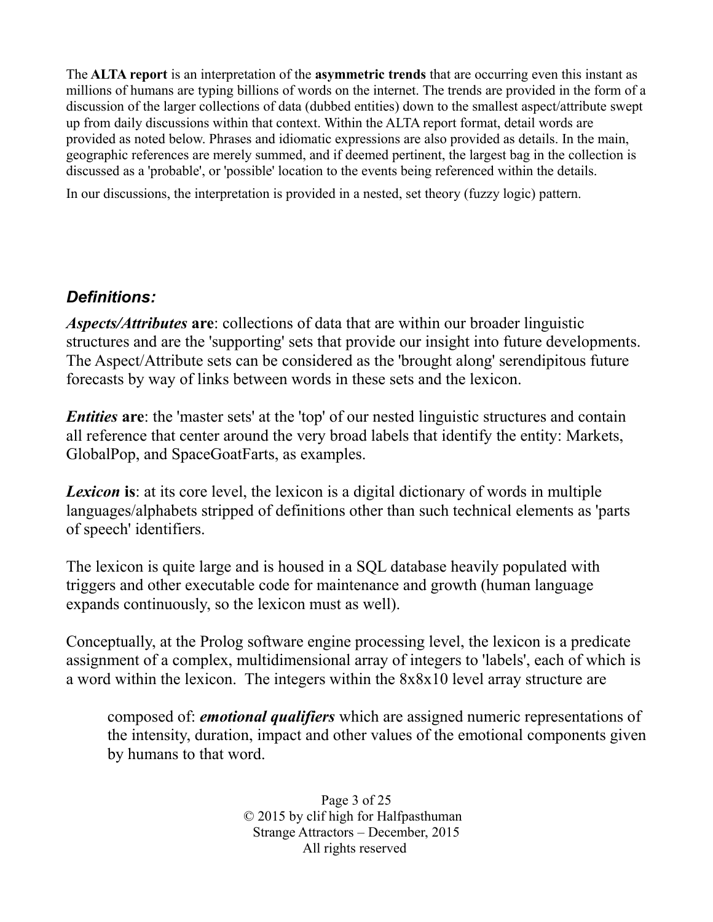The **ALTA report** is an interpretation of the **asymmetric trends** that are occurring even this instant as millions of humans are typing billions of words on the internet. The trends are provided in the form of a discussion of the larger collections of data (dubbed entities) down to the smallest aspect/attribute swept up from daily discussions within that context. Within the ALTA report format, detail words are provided as noted below. Phrases and idiomatic expressions are also provided as details. In the main, geographic references are merely summed, and if deemed pertinent, the largest bag in the collection is discussed as a 'probable', or 'possible' location to the events being referenced within the details.

In our discussions, the interpretation is provided in a nested, set theory (fuzzy logic) pattern.

### *Definitions:*

***Aspects/Attributes*** **are**: collections of data that are within our broader linguistic structures and are the 'supporting' sets that provide our insight into future developments. The Aspect/Attribute sets can be considered as the 'brought along' serendipitous future forecasts by way of links between words in these sets and the lexicon.

***Entities*** **are**: the 'master sets' at the 'top' of our nested linguistic structures and contain all reference that center around the very broad labels that identify the entity: Markets, GlobalPop, and SpaceGoatFarts, as examples.

***Lexicon*** **is**: at its core level, the lexicon is a digital dictionary of words in multiple languages/alphabets stripped of definitions other than such technical elements as 'parts of speech' identifiers.

The lexicon is quite large and is housed in a SQL database heavily populated with triggers and other executable code for maintenance and growth (human language expands continuously, so the lexicon must as well).

Conceptually, at the Prolog software engine processing level, the lexicon is a predicate assignment of a complex, multidimensional array of integers to 'labels', each of which is a word within the lexicon. The integers within the 8x8x10 level array structure are

> composed of: ***emotional qualifiers*** which are assigned numeric representations of the intensity, duration, impact and other values of the emotional components given by humans to that word.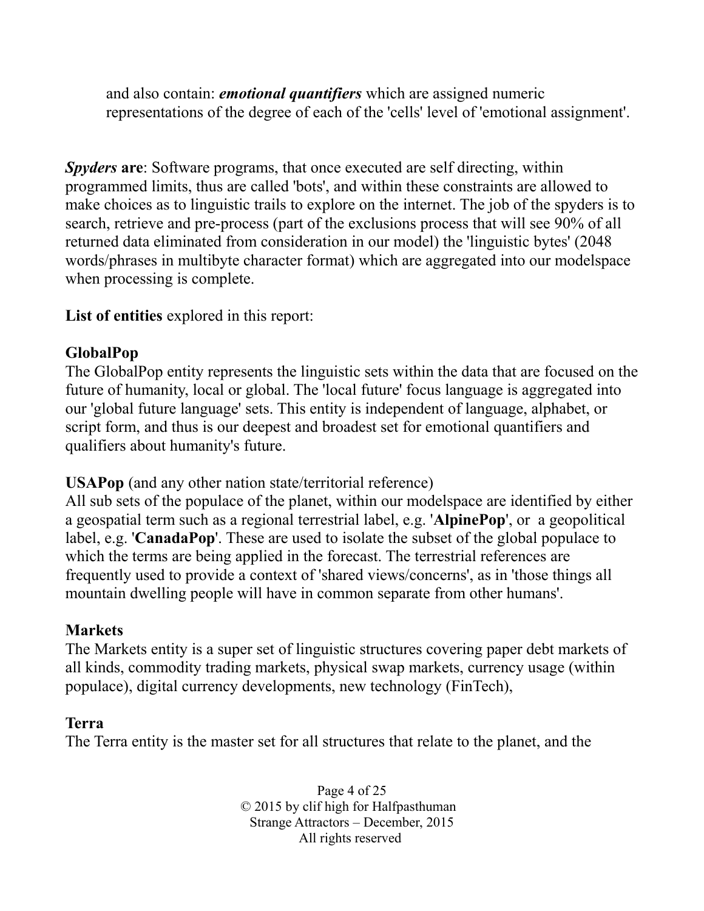and also contain: ***emotional quantifiers*** which are assigned numeric representations of the degree of each of the 'cells' level of 'emotional assignment'.

***Spyders* are**: Software programs, that once executed are self directing, within programmed limits, thus are called 'bots', and within these constraints are allowed to make choices as to linguistic trails to explore on the internet. The job of the spyders is to search, retrieve and pre-process (part of the exclusions process that will see 90% of all returned data eliminated from consideration in our model) the 'linguistic bytes' (2048 words/phrases in multibyte character format) which are aggregated into our modelspace when processing is complete.

**List of entities** explored in this report:

**GlobalPop**
The GlobalPop entity represents the linguistic sets within the data that are focused on the future of humanity, local or global. The 'local future' focus language is aggregated into our 'global future language' sets. This entity is independent of language, alphabet, or script form, and thus is our deepest and broadest set for emotional quantifiers and qualifiers about humanity's future.

**USAPop** (and any other nation state/territorial reference)
All sub sets of the populace of the planet, within our modelspace are identified by either a geospatial term such as a regional terrestrial label, e.g. '**AlpinePop**', or a geopolitical label, e.g. '**CanadaPop**'. These are used to isolate the subset of the global populace to which the terms are being applied in the forecast. The terrestrial references are frequently used to provide a context of 'shared views/concerns', as in 'those things all mountain dwelling people will have in common separate from other humans'.

**Markets**
The Markets entity is a super set of linguistic structures covering paper debt markets of all kinds, commodity trading markets, physical swap markets, currency usage (within populace), digital currency developments, new technology (FinTech),

**Terra**
The Terra entity is the master set for all structures that relate to the planet, and the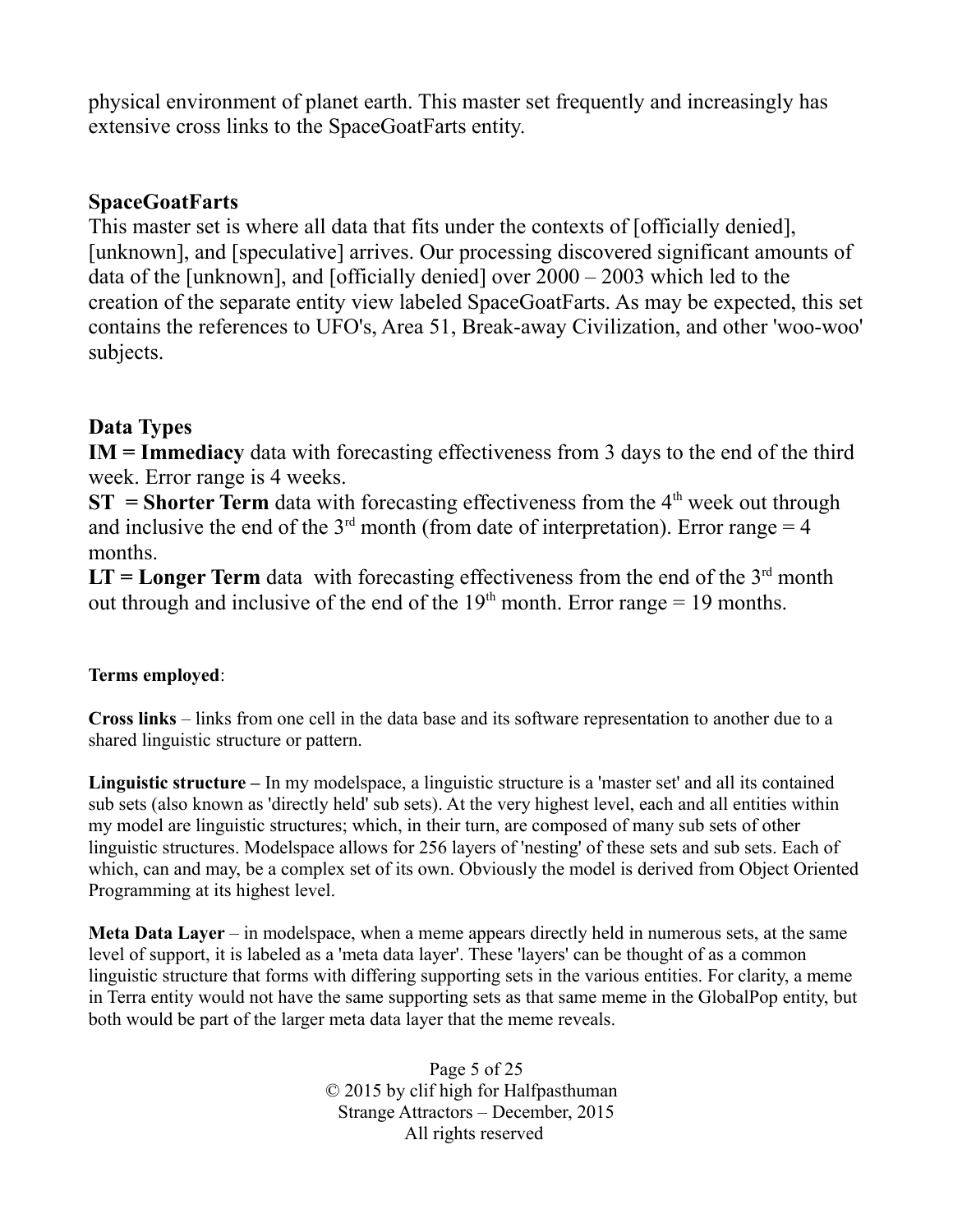physical environment of planet earth. This master set frequently and increasingly has extensive cross links to the SpaceGoatFarts entity.

### SpaceGoatFarts

This master set is where all data that fits under the contexts of [officially denied], [unknown], and [speculative] arrives. Our processing discovered significant amounts of data of the [unknown], and [officially denied] over 2000 – 2003 which led to the creation of the separate entity view labeled SpaceGoatFarts. As may be expected, this set contains the references to UFO's, Area 51, Break-away Civilization, and other 'woo-woo' subjects.

### Data Types

**IM = Immediacy** data with forecasting effectiveness from 3 days to the end of the third week. Error range is 4 weeks.

**ST = Shorter Term** data with forecasting effectiveness from the 4th week out through and inclusive the end of the 3rd month (from date of interpretation). Error range = 4 months.

**LT = Longer Term** data with forecasting effectiveness from the end of the 3rd month out through and inclusive of the end of the 19th month. Error range = 19 months.

**Terms employed**:

**Cross links** – links from one cell in the data base and its software representation to another due to a shared linguistic structure or pattern.

**Linguistic structure –** In my modelspace, a linguistic structure is a 'master set' and all its contained sub sets (also known as 'directly held' sub sets). At the very highest level, each and all entities within my model are linguistic structures; which, in their turn, are composed of many sub sets of other linguistic structures. Modelspace allows for 256 layers of 'nesting' of these sets and sub sets. Each of which, can and may, be a complex set of its own. Obviously the model is derived from Object Oriented Programming at its highest level.

**Meta Data Layer** – in modelspace, when a meme appears directly held in numerous sets, at the same level of support, it is labeled as a 'meta data layer'. These 'layers' can be thought of as a common linguistic structure that forms with differing supporting sets in the various entities. For clarity, a meme in Terra entity would not have the same supporting sets as that same meme in the GlobalPop entity, but both would be part of the larger meta data layer that the meme reveals.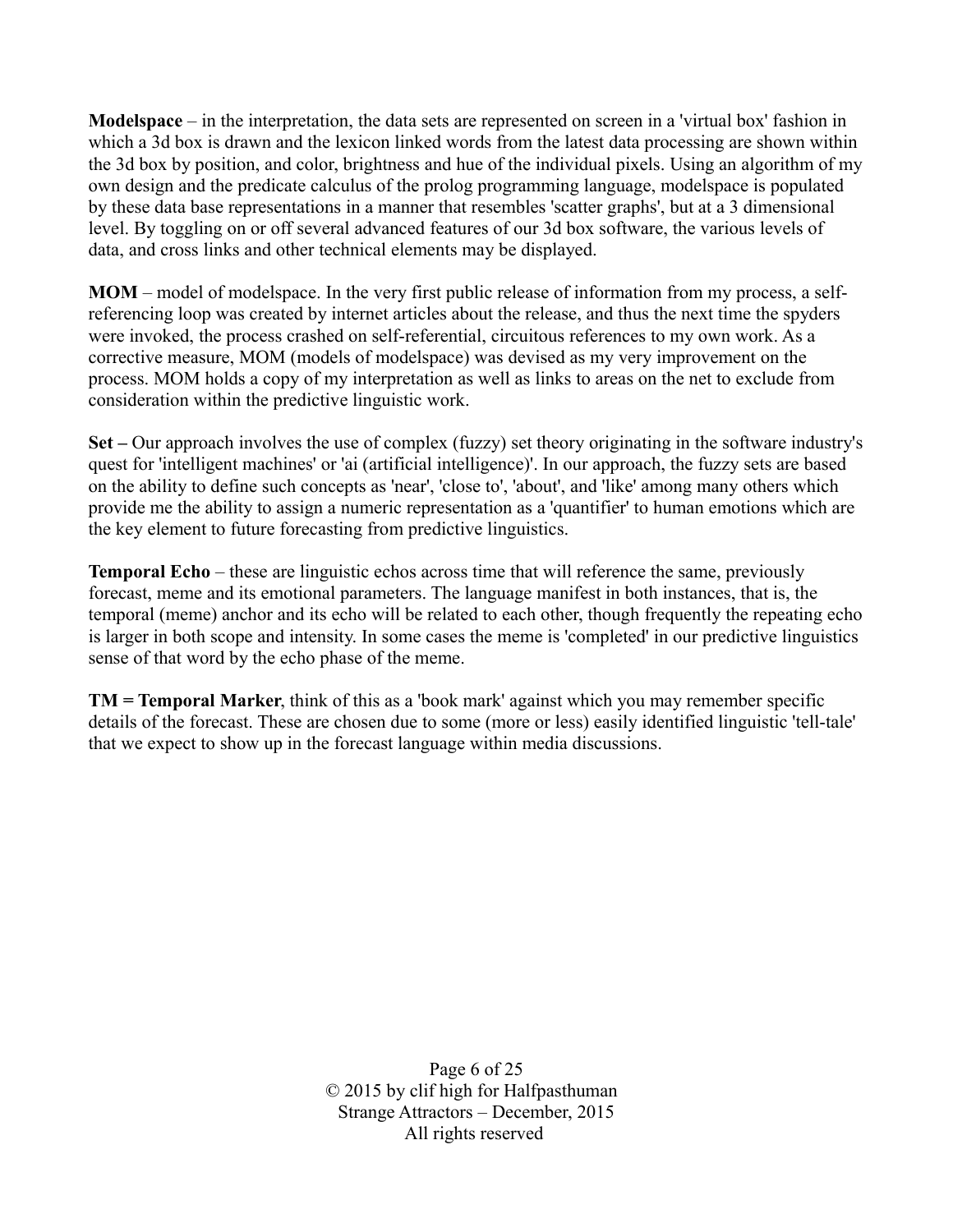**Modelspace** – in the interpretation, the data sets are represented on screen in a 'virtual box' fashion in which a 3d box is drawn and the lexicon linked words from the latest data processing are shown within the 3d box by position, and color, brightness and hue of the individual pixels. Using an algorithm of my own design and the predicate calculus of the prolog programming language, modelspace is populated by these data base representations in a manner that resembles 'scatter graphs', but at a 3 dimensional level. By toggling on or off several advanced features of our 3d box software, the various levels of data, and cross links and other technical elements may be displayed.

**MOM** – model of modelspace. In the very first public release of information from my process, a self-referencing loop was created by internet articles about the release, and thus the next time the spyders were invoked, the process crashed on self-referential, circuitous references to my own work. As a corrective measure, MOM (models of modelspace) was devised as my very improvement on the process. MOM holds a copy of my interpretation as well as links to areas on the net to exclude from consideration within the predictive linguistic work.

**Set –** Our approach involves the use of complex (fuzzy) set theory originating in the software industry's quest for 'intelligent machines' or 'ai (artificial intelligence)'. In our approach, the fuzzy sets are based on the ability to define such concepts as 'near', 'close to', 'about', and 'like' among many others which provide me the ability to assign a numeric representation as a 'quantifier' to human emotions which are the key element to future forecasting from predictive linguistics.

**Temporal Echo** – these are linguistic echos across time that will reference the same, previously forecast, meme and its emotional parameters. The language manifest in both instances, that is, the temporal (meme) anchor and its echo will be related to each other, though frequently the repeating echo is larger in both scope and intensity. In some cases the meme is 'completed' in our predictive linguistics sense of that word by the echo phase of the meme.

**TM = Temporal Marker**, think of this as a 'book mark' against which you may remember specific details of the forecast. These are chosen due to some (more or less) easily identified linguistic 'tell-tale' that we expect to show up in the forecast language within media discussions.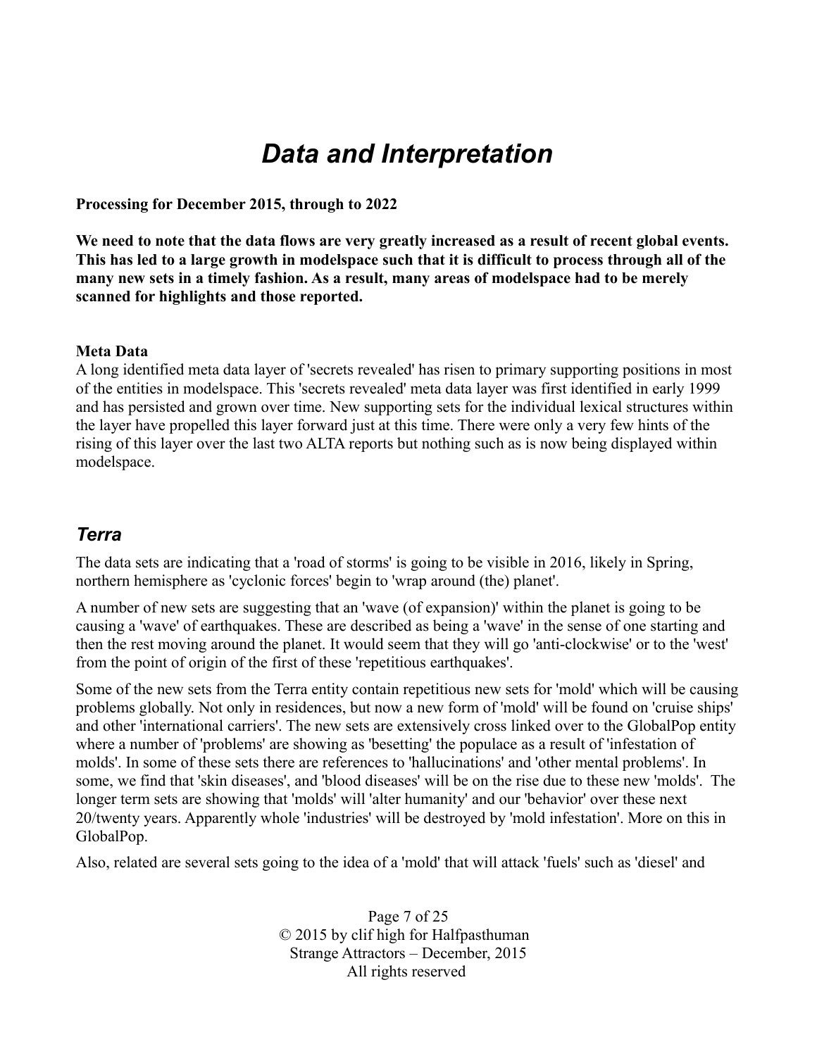# *Data and Interpretation*

**Processing for December 2015, through to 2022**

**We need to note that the data flows are very greatly increased as a result of recent global events. This has led to a large growth in modelspace such that it is difficult to process through all of the many new sets in a timely fashion. As a result, many areas of modelspace had to be merely scanned for highlights and those reported.**

**Meta Data**

A long identified meta data layer of 'secrets revealed' has risen to primary supporting positions in most of the entities in modelspace. This 'secrets revealed' meta data layer was first identified in early 1999 and has persisted and grown over time. New supporting sets for the individual lexical structures within the layer have propelled this layer forward just at this time. There were only a very few hints of the rising of this layer over the last two ALTA reports but nothing such as is now being displayed within modelspace.

## *Terra*

The data sets are indicating that a 'road of storms' is going to be visible in 2016, likely in Spring, northern hemisphere as 'cyclonic forces' begin to 'wrap around (the) planet'.

A number of new sets are suggesting that an 'wave (of expansion)' within the planet is going to be causing a 'wave' of earthquakes. These are described as being a 'wave' in the sense of one starting and then the rest moving around the planet. It would seem that they will go 'anti-clockwise' or to the 'west' from the point of origin of the first of these 'repetitious earthquakes'.

Some of the new sets from the Terra entity contain repetitious new sets for 'mold' which will be causing problems globally. Not only in residences, but now a new form of 'mold' will be found on 'cruise ships' and other 'international carriers'. The new sets are extensively cross linked over to the GlobalPop entity where a number of 'problems' are showing as 'besetting' the populace as a result of 'infestation of molds'. In some of these sets there are references to 'hallucinations' and 'other mental problems'. In some, we find that 'skin diseases', and 'blood diseases' will be on the rise due to these new 'molds'. The longer term sets are showing that 'molds' will 'alter humanity' and our 'behavior' over these next 20/twenty years. Apparently whole 'industries' will be destroyed by 'mold infestation'. More on this in GlobalPop.

Also, related are several sets going to the idea of a 'mold' that will attack 'fuels' such as 'diesel' and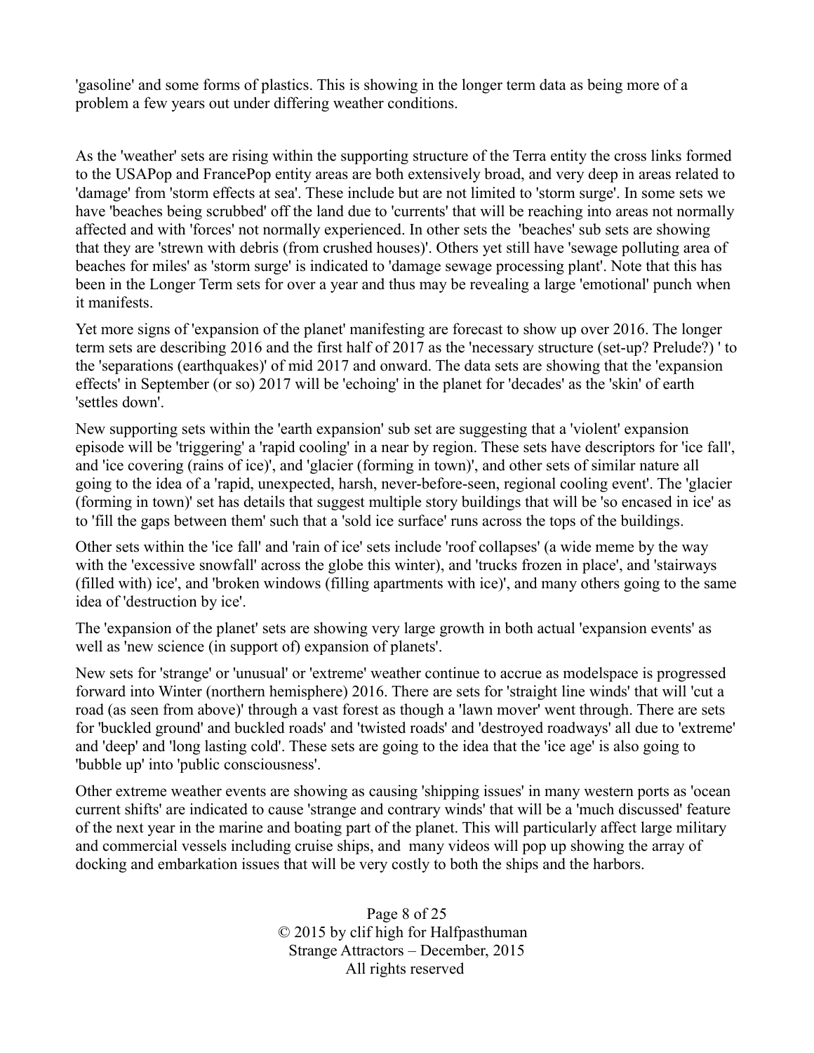'gasoline' and some forms of plastics. This is showing in the longer term data as being more of a problem a few years out under differing weather conditions.

As the 'weather' sets are rising within the supporting structure of the Terra entity the cross links formed to the USAPop and FrancePop entity areas are both extensively broad, and very deep in areas related to 'damage' from 'storm effects at sea'. These include but are not limited to 'storm surge'. In some sets we have 'beaches being scrubbed' off the land due to 'currents' that will be reaching into areas not normally affected and with 'forces' not normally experienced. In other sets the 'beaches' sub sets are showing that they are 'strewn with debris (from crushed houses)'. Others yet still have 'sewage polluting area of beaches for miles' as 'storm surge' is indicated to 'damage sewage processing plant'. Note that this has been in the Longer Term sets for over a year and thus may be revealing a large 'emotional' punch when it manifests.

Yet more signs of 'expansion of the planet' manifesting are forecast to show up over 2016. The longer term sets are describing 2016 and the first half of 2017 as the 'necessary structure (set-up? Prelude?) ' to the 'separations (earthquakes)' of mid 2017 and onward. The data sets are showing that the 'expansion effects' in September (or so) 2017 will be 'echoing' in the planet for 'decades' as the 'skin' of earth 'settles down'.

New supporting sets within the 'earth expansion' sub set are suggesting that a 'violent' expansion episode will be 'triggering' a 'rapid cooling' in a near by region. These sets have descriptors for 'ice fall', and 'ice covering (rains of ice)', and 'glacier (forming in town)', and other sets of similar nature all going to the idea of a 'rapid, unexpected, harsh, never-before-seen, regional cooling event'. The 'glacier (forming in town)' set has details that suggest multiple story buildings that will be 'so encased in ice' as to 'fill the gaps between them' such that a 'sold ice surface' runs across the tops of the buildings.

Other sets within the 'ice fall' and 'rain of ice' sets include 'roof collapses' (a wide meme by the way with the 'excessive snowfall' across the globe this winter), and 'trucks frozen in place', and 'stairways (filled with) ice', and 'broken windows (filling apartments with ice)', and many others going to the same idea of 'destruction by ice'.

The 'expansion of the planet' sets are showing very large growth in both actual 'expansion events' as well as 'new science (in support of) expansion of planets'.

New sets for 'strange' or 'unusual' or 'extreme' weather continue to accrue as modelspace is progressed forward into Winter (northern hemisphere) 2016. There are sets for 'straight line winds' that will 'cut a road (as seen from above)' through a vast forest as though a 'lawn mover' went through. There are sets for 'buckled ground' and buckled roads' and 'twisted roads' and 'destroyed roadways' all due to 'extreme' and 'deep' and 'long lasting cold'. These sets are going to the idea that the 'ice age' is also going to 'bubble up' into 'public consciousness'.

Other extreme weather events are showing as causing 'shipping issues' in many western ports as 'ocean current shifts' are indicated to cause 'strange and contrary winds' that will be a 'much discussed' feature of the next year in the marine and boating part of the planet. This will particularly affect large military and commercial vessels including cruise ships, and many videos will pop up showing the array of docking and embarkation issues that will be very costly to both the ships and the harbors.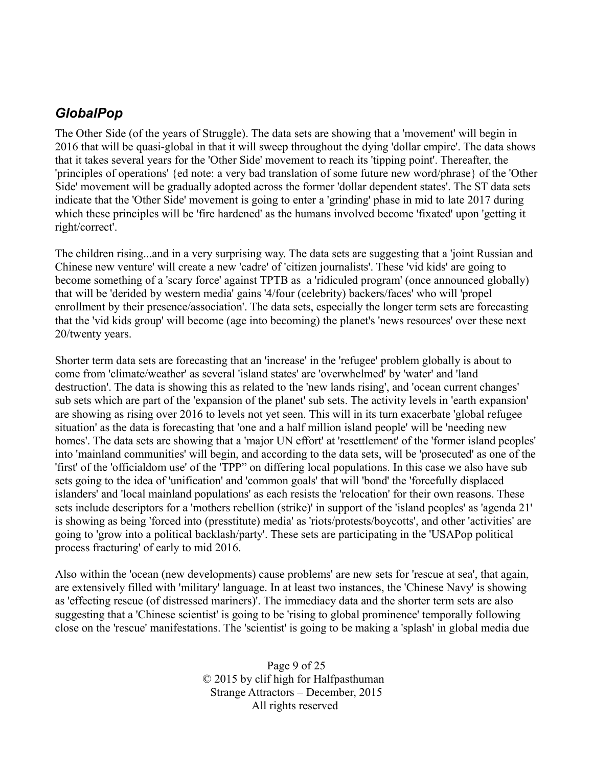## *GlobalPop*

The Other Side (of the years of Struggle). The data sets are showing that a 'movement' will begin in 2016 that will be quasi-global in that it will sweep throughout the dying 'dollar empire'. The data shows that it takes several years for the 'Other Side' movement to reach its 'tipping point'. Thereafter, the 'principles of operations' {ed note: a very bad translation of some future new word/phrase} of the 'Other Side' movement will be gradually adopted across the former 'dollar dependent states'. The ST data sets indicate that the 'Other Side' movement is going to enter a 'grinding' phase in mid to late 2017 during which these principles will be 'fire hardened' as the humans involved become 'fixated' upon 'getting it right/correct'.

The children rising...and in a very surprising way. The data sets are suggesting that a 'joint Russian and Chinese new venture' will create a new 'cadre' of 'citizen journalists'. These 'vid kids' are going to become something of a 'scary force' against TPTB as a 'ridiculed program' (once announced globally) that will be 'derided by western media' gains '4/four (celebrity) backers/faces' who will 'propel enrollment by their presence/association'. The data sets, especially the longer term sets are forecasting that the 'vid kids group' will become (age into becoming) the planet's 'news resources' over these next 20/twenty years.

Shorter term data sets are forecasting that an 'increase' in the 'refugee' problem globally is about to come from 'climate/weather' as several 'island states' are 'overwhelmed' by 'water' and 'land destruction'. The data is showing this as related to the 'new lands rising', and 'ocean current changes' sub sets which are part of the 'expansion of the planet' sub sets. The activity levels in 'earth expansion' are showing as rising over 2016 to levels not yet seen. This will in its turn exacerbate 'global refugee situation' as the data is forecasting that 'one and a half million island people' will be 'needing new homes'. The data sets are showing that a 'major UN effort' at 'resettlement' of the 'former island peoples' into 'mainland communities' will begin, and according to the data sets, will be 'prosecuted' as one of the 'first' of the 'officialdom use' of the 'TPP" on differing local populations. In this case we also have sub sets going to the idea of 'unification' and 'common goals' that will 'bond' the 'forcefully displaced islanders' and 'local mainland populations' as each resists the 'relocation' for their own reasons. These sets include descriptors for a 'mothers rebellion (strike)' in support of the 'island peoples' as 'agenda 21' is showing as being 'forced into (presstitute) media' as 'riots/protests/boycotts', and other 'activities' are going to 'grow into a political backlash/party'. These sets are participating in the 'USAPop political process fracturing' of early to mid 2016.

Also within the 'ocean (new developments) cause problems' are new sets for 'rescue at sea', that again, are extensively filled with 'military' language. In at least two instances, the 'Chinese Navy' is showing as 'effecting rescue (of distressed mariners)'. The immediacy data and the shorter term sets are also suggesting that a 'Chinese scientist' is going to be 'rising to global prominence' temporally following close on the 'rescue' manifestations. The 'scientist' is going to be making a 'splash' in global media due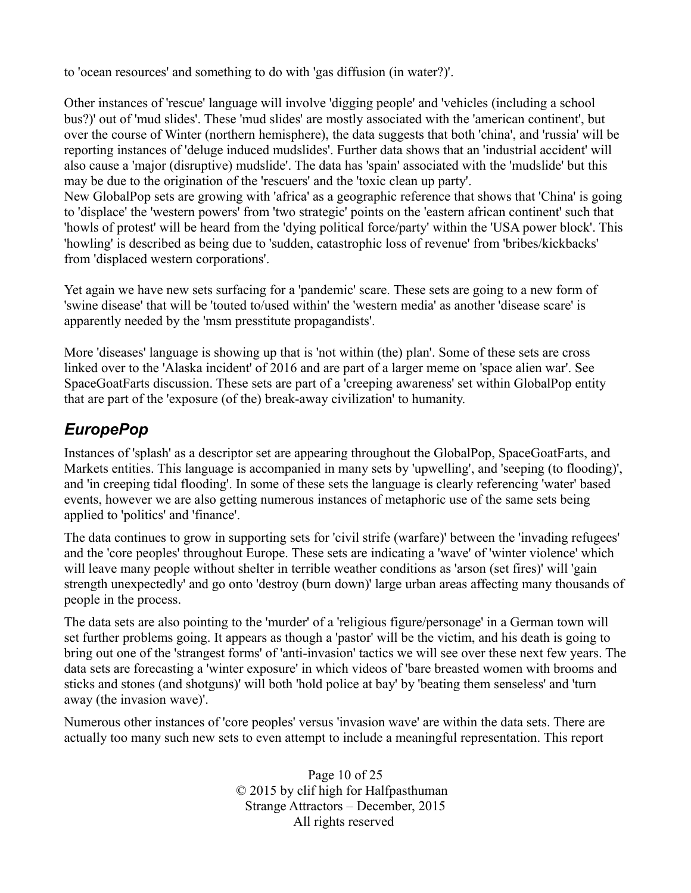to 'ocean resources' and something to do with 'gas diffusion (in water?)'.

Other instances of 'rescue' language will involve 'digging people' and 'vehicles (including a school bus?)' out of 'mud slides'. These 'mud slides' are mostly associated with the 'american continent', but over the course of Winter (northern hemisphere), the data suggests that both 'china', and 'russia' will be reporting instances of 'deluge induced mudslides'. Further data shows that an 'industrial accident' will also cause a 'major (disruptive) mudslide'. The data has 'spain' associated with the 'mudslide' but this may be due to the origination of the 'rescuers' and the 'toxic clean up party'.
New GlobalPop sets are growing with 'africa' as a geographic reference that shows that 'China' is going to 'displace' the 'western powers' from 'two strategic' points on the 'eastern african continent' such that 'howls of protest' will be heard from the 'dying political force/party' within the 'USA power block'. This 'howling' is described as being due to 'sudden, catastrophic loss of revenue' from 'bribes/kickbacks' from 'displaced western corporations'.

Yet again we have new sets surfacing for a 'pandemic' scare. These sets are going to a new form of 'swine disease' that will be 'touted to/used within' the 'western media' as another 'disease scare' is apparently needed by the 'msm presstitute propagandists'.

More 'diseases' language is showing up that is 'not within (the) plan'. Some of these sets are cross linked over to the 'Alaska incident' of 2016 and are part of a larger meme on 'space alien war'. See SpaceGoatFarts discussion. These sets are part of a 'creeping awareness' set within GlobalPop entity that are part of the 'exposure (of the) break-away civilization' to humanity.

## *EuropePop*

Instances of 'splash' as a descriptor set are appearing throughout the GlobalPop, SpaceGoatFarts, and Markets entities. This language is accompanied in many sets by 'upwelling', and 'seeping (to flooding)', and 'in creeping tidal flooding'. In some of these sets the language is clearly referencing 'water' based events, however we are also getting numerous instances of metaphoric use of the same sets being applied to 'politics' and 'finance'.

The data continues to grow in supporting sets for 'civil strife (warfare)' between the 'invading refugees' and the 'core peoples' throughout Europe. These sets are indicating a 'wave' of 'winter violence' which will leave many people without shelter in terrible weather conditions as 'arson (set fires)' will 'gain strength unexpectedly' and go onto 'destroy (burn down)' large urban areas affecting many thousands of people in the process.

The data sets are also pointing to the 'murder' of a 'religious figure/personage' in a German town will set further problems going. It appears as though a 'pastor' will be the victim, and his death is going to bring out one of the 'strangest forms' of 'anti-invasion' tactics we will see over these next few years. The data sets are forecasting a 'winter exposure' in which videos of 'bare breasted women with brooms and sticks and stones (and shotguns)' will both 'hold police at bay' by 'beating them senseless' and 'turn away (the invasion wave)'.

Numerous other instances of 'core peoples' versus 'invasion wave' are within the data sets. There are actually too many such new sets to even attempt to include a meaningful representation. This report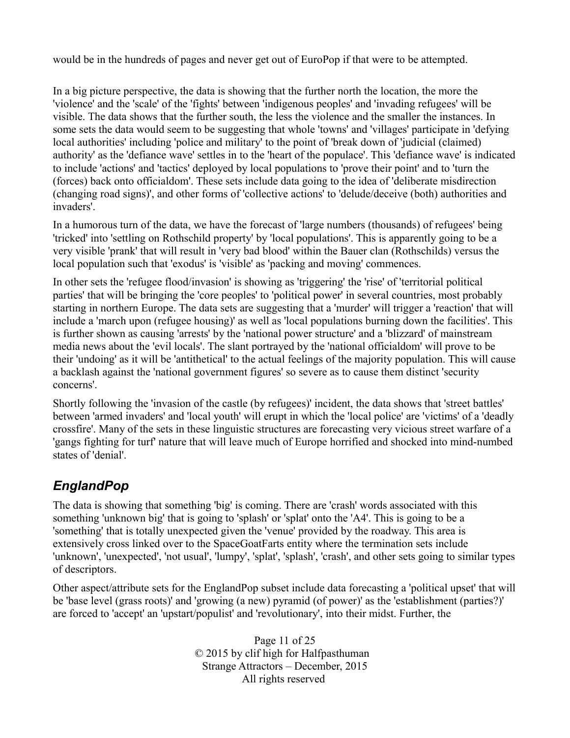would be in the hundreds of pages and never get out of EuroPop if that were to be attempted.

In a big picture perspective, the data is showing that the further north the location, the more the 'violence' and the 'scale' of the 'fights' between 'indigenous peoples' and 'invading refugees' will be visible. The data shows that the further south, the less the violence and the smaller the instances. In some sets the data would seem to be suggesting that whole 'towns' and 'villages' participate in 'defying local authorities' including 'police and military' to the point of 'break down of 'judicial (claimed) authority' as the 'defiance wave' settles in to the 'heart of the populace'. This 'defiance wave' is indicated to include 'actions' and 'tactics' deployed by local populations to 'prove their point' and to 'turn the (forces) back onto officialdom'. These sets include data going to the idea of 'deliberate misdirection (changing road signs)', and other forms of 'collective actions' to 'delude/deceive (both) authorities and invaders'.

In a humorous turn of the data, we have the forecast of 'large numbers (thousands) of refugees' being 'tricked' into 'settling on Rothschild property' by 'local populations'. This is apparently going to be a very visible 'prank' that will result in 'very bad blood' within the Bauer clan (Rothschilds) versus the local population such that 'exodus' is 'visible' as 'packing and moving' commences.

In other sets the 'refugee flood/invasion' is showing as 'triggering' the 'rise' of 'territorial political parties' that will be bringing the 'core peoples' to 'political power' in several countries, most probably starting in northern Europe. The data sets are suggesting that a 'murder' will trigger a 'reaction' that will include a 'march upon (refugee housing)' as well as 'local populations burning down the facilities'. This is further shown as causing 'arrests' by the 'national power structure' and a 'blizzard' of mainstream media news about the 'evil locals'. The slant portrayed by the 'national officialdom' will prove to be their 'undoing' as it will be 'antithetical' to the actual feelings of the majority population. This will cause a backlash against the 'national government figures' so severe as to cause them distinct 'security concerns'.

Shortly following the 'invasion of the castle (by refugees)' incident, the data shows that 'street battles' between 'armed invaders' and 'local youth' will erupt in which the 'local police' are 'victims' of a 'deadly crossfire'. Many of the sets in these linguistic structures are forecasting very vicious street warfare of a 'gangs fighting for turf' nature that will leave much of Europe horrified and shocked into mind-numbed states of 'denial'.

## *EnglandPop*

The data is showing that something 'big' is coming. There are 'crash' words associated with this something 'unknown big' that is going to 'splash' or 'splat' onto the 'A4'. This is going to be a 'something' that is totally unexpected given the 'venue' provided by the roadway. This area is extensively cross linked over to the SpaceGoatFarts entity where the termination sets include 'unknown', 'unexpected', 'not usual', 'lumpy', 'splat', 'splash', 'crash', and other sets going to similar types of descriptors.

Other aspect/attribute sets for the EnglandPop subset include data forecasting a 'political upset' that will be 'base level (grass roots)' and 'growing (a new) pyramid (of power)' as the 'establishment (parties?)' are forced to 'accept' an 'upstart/populist' and 'revolutionary', into their midst. Further, the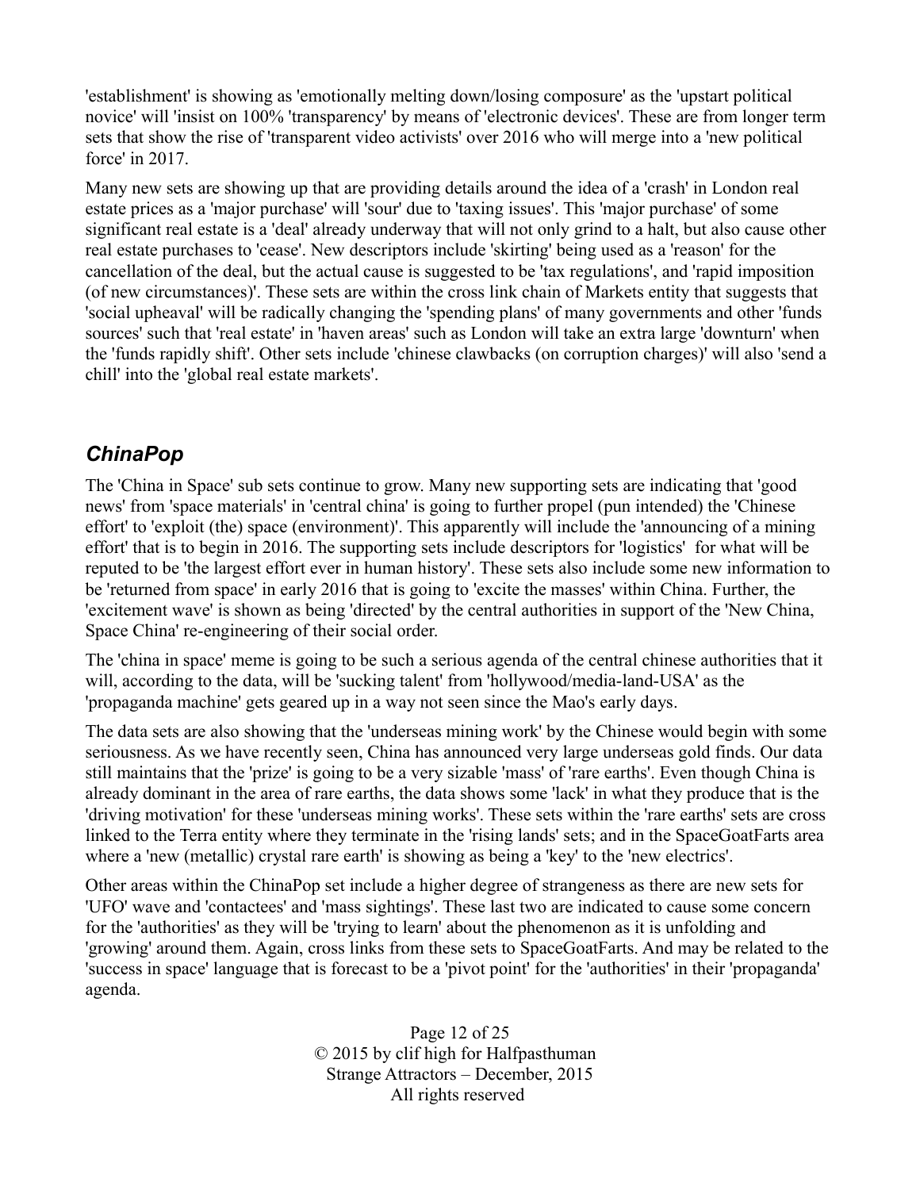'establishment' is showing as 'emotionally melting down/losing composure' as the 'upstart political novice' will 'insist on 100% 'transparency' by means of 'electronic devices'. These are from longer term sets that show the rise of 'transparent video activists' over 2016 who will merge into a 'new political force' in 2017.

Many new sets are showing up that are providing details around the idea of a 'crash' in London real estate prices as a 'major purchase' will 'sour' due to 'taxing issues'. This 'major purchase' of some significant real estate is a 'deal' already underway that will not only grind to a halt, but also cause other real estate purchases to 'cease'. New descriptors include 'skirting' being used as a 'reason' for the cancellation of the deal, but the actual cause is suggested to be 'tax regulations', and 'rapid imposition (of new circumstances)'. These sets are within the cross link chain of Markets entity that suggests that 'social upheaval' will be radically changing the 'spending plans' of many governments and other 'funds sources' such that 'real estate' in 'haven areas' such as London will take an extra large 'downturn' when the 'funds rapidly shift'. Other sets include 'chinese clawbacks (on corruption charges)' will also 'send a chill' into the 'global real estate markets'.

## *ChinaPop*

The 'China in Space' sub sets continue to grow. Many new supporting sets are indicating that 'good news' from 'space materials' in 'central china' is going to further propel (pun intended) the 'Chinese effort' to 'exploit (the) space (environment)'. This apparently will include the 'announcing of a mining effort' that is to begin in 2016. The supporting sets include descriptors for 'logistics' for what will be reputed to be 'the largest effort ever in human history'. These sets also include some new information to be 'returned from space' in early 2016 that is going to 'excite the masses' within China. Further, the 'excitement wave' is shown as being 'directed' by the central authorities in support of the 'New China, Space China' re-engineering of their social order.

The 'china in space' meme is going to be such a serious agenda of the central chinese authorities that it will, according to the data, will be 'sucking talent' from 'hollywood/media-land-USA' as the 'propaganda machine' gets geared up in a way not seen since the Mao's early days.

The data sets are also showing that the 'underseas mining work' by the Chinese would begin with some seriousness. As we have recently seen, China has announced very large underseas gold finds. Our data still maintains that the 'prize' is going to be a very sizable 'mass' of 'rare earths'. Even though China is already dominant in the area of rare earths, the data shows some 'lack' in what they produce that is the 'driving motivation' for these 'underseas mining works'. These sets within the 'rare earths' sets are cross linked to the Terra entity where they terminate in the 'rising lands' sets; and in the SpaceGoatFarts area where a 'new (metallic) crystal rare earth' is showing as being a 'key' to the 'new electrics'.

Other areas within the ChinaPop set include a higher degree of strangeness as there are new sets for 'UFO' wave and 'contactees' and 'mass sightings'. These last two are indicated to cause some concern for the 'authorities' as they will be 'trying to learn' about the phenomenon as it is unfolding and 'growing' around them. Again, cross links from these sets to SpaceGoatFarts. And may be related to the 'success in space' language that is forecast to be a 'pivot point' for the 'authorities' in their 'propaganda' agenda.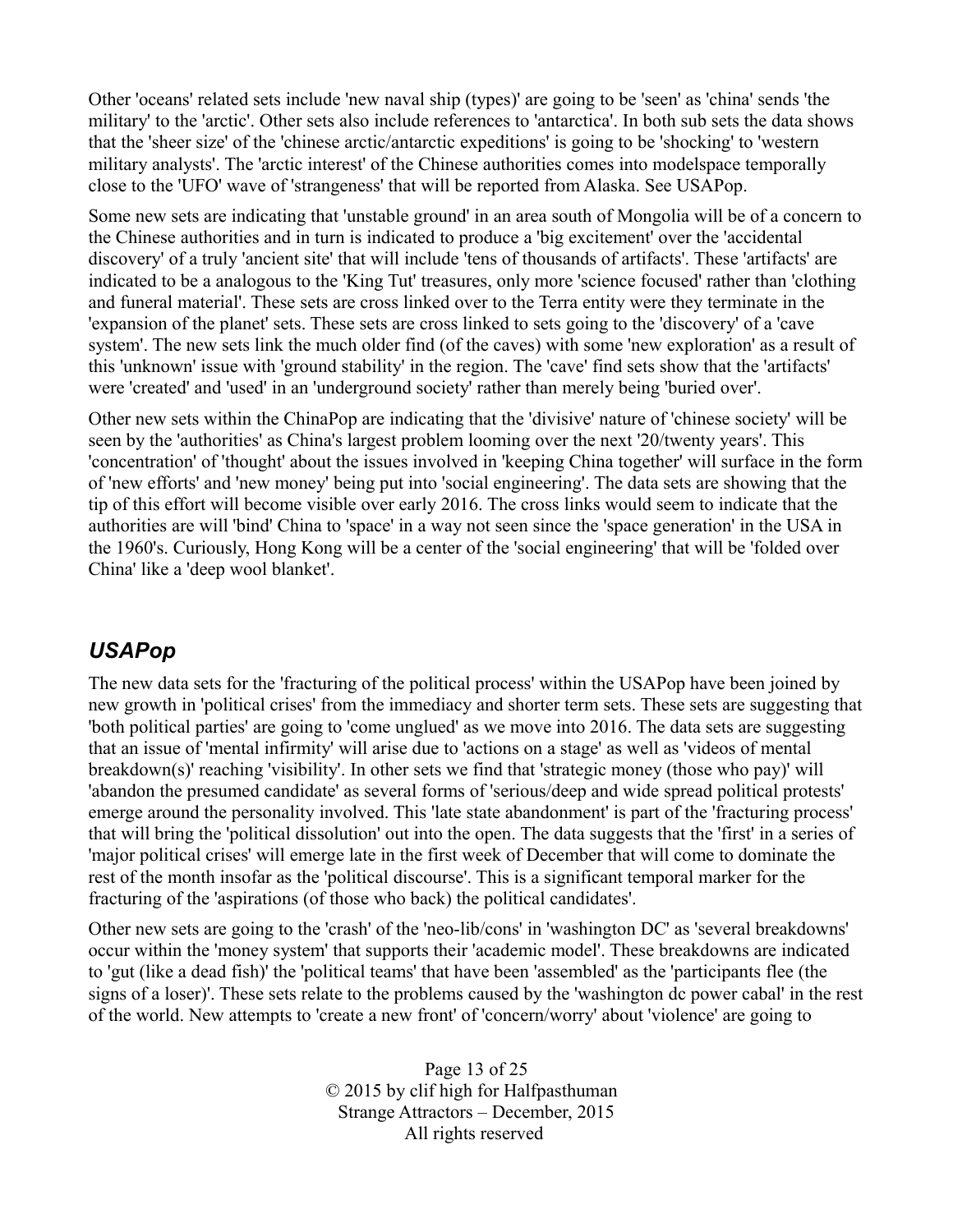Other 'oceans' related sets include 'new naval ship (types)' are going to be 'seen' as 'china' sends 'the military' to the 'arctic'. Other sets also include references to 'antarctica'. In both sub sets the data shows that the 'sheer size' of the 'chinese arctic/antarctic expeditions' is going to be 'shocking' to 'western military analysts'. The 'arctic interest' of the Chinese authorities comes into modelspace temporally close to the 'UFO' wave of 'strangeness' that will be reported from Alaska. See USAPop.

Some new sets are indicating that 'unstable ground' in an area south of Mongolia will be of a concern to the Chinese authorities and in turn is indicated to produce a 'big excitement' over the 'accidental discovery' of a truly 'ancient site' that will include 'tens of thousands of artifacts'. These 'artifacts' are indicated to be a analogous to the 'King Tut' treasures, only more 'science focused' rather than 'clothing and funeral material'. These sets are cross linked over to the Terra entity were they terminate in the 'expansion of the planet' sets. These sets are cross linked to sets going to the 'discovery' of a 'cave system'. The new sets link the much older find (of the caves) with some 'new exploration' as a result of this 'unknown' issue with 'ground stability' in the region. The 'cave' find sets show that the 'artifacts' were 'created' and 'used' in an 'underground society' rather than merely being 'buried over'.

Other new sets within the ChinaPop are indicating that the 'divisive' nature of 'chinese society' will be seen by the 'authorities' as China's largest problem looming over the next '20/twenty years'. This 'concentration' of 'thought' about the issues involved in 'keeping China together' will surface in the form of 'new efforts' and 'new money' being put into 'social engineering'. The data sets are showing that the tip of this effort will become visible over early 2016. The cross links would seem to indicate that the authorities are will 'bind' China to 'space' in a way not seen since the 'space generation' in the USA in the 1960's. Curiously, Hong Kong will be a center of the 'social engineering' that will be 'folded over China' like a 'deep wool blanket'.

## *USAPop*

The new data sets for the 'fracturing of the political process' within the USAPop have been joined by new growth in 'political crises' from the immediacy and shorter term sets. These sets are suggesting that 'both political parties' are going to 'come unglued' as we move into 2016. The data sets are suggesting that an issue of 'mental infirmity' will arise due to 'actions on a stage' as well as 'videos of mental breakdown(s)' reaching 'visibility'. In other sets we find that 'strategic money (those who pay)' will 'abandon the presumed candidate' as several forms of 'serious/deep and wide spread political protests' emerge around the personality involved. This 'late state abandonment' is part of the 'fracturing process' that will bring the 'political dissolution' out into the open. The data suggests that the 'first' in a series of 'major political crises' will emerge late in the first week of December that will come to dominate the rest of the month insofar as the 'political discourse'. This is a significant temporal marker for the fracturing of the 'aspirations (of those who back) the political candidates'.

Other new sets are going to the 'crash' of the 'neo-lib/cons' in 'washington DC' as 'several breakdowns' occur within the 'money system' that supports their 'academic model'. These breakdowns are indicated to 'gut (like a dead fish)' the 'political teams' that have been 'assembled' as the 'participants flee (the signs of a loser)'. These sets relate to the problems caused by the 'washington dc power cabal' in the rest of the world. New attempts to 'create a new front' of 'concern/worry' about 'violence' are going to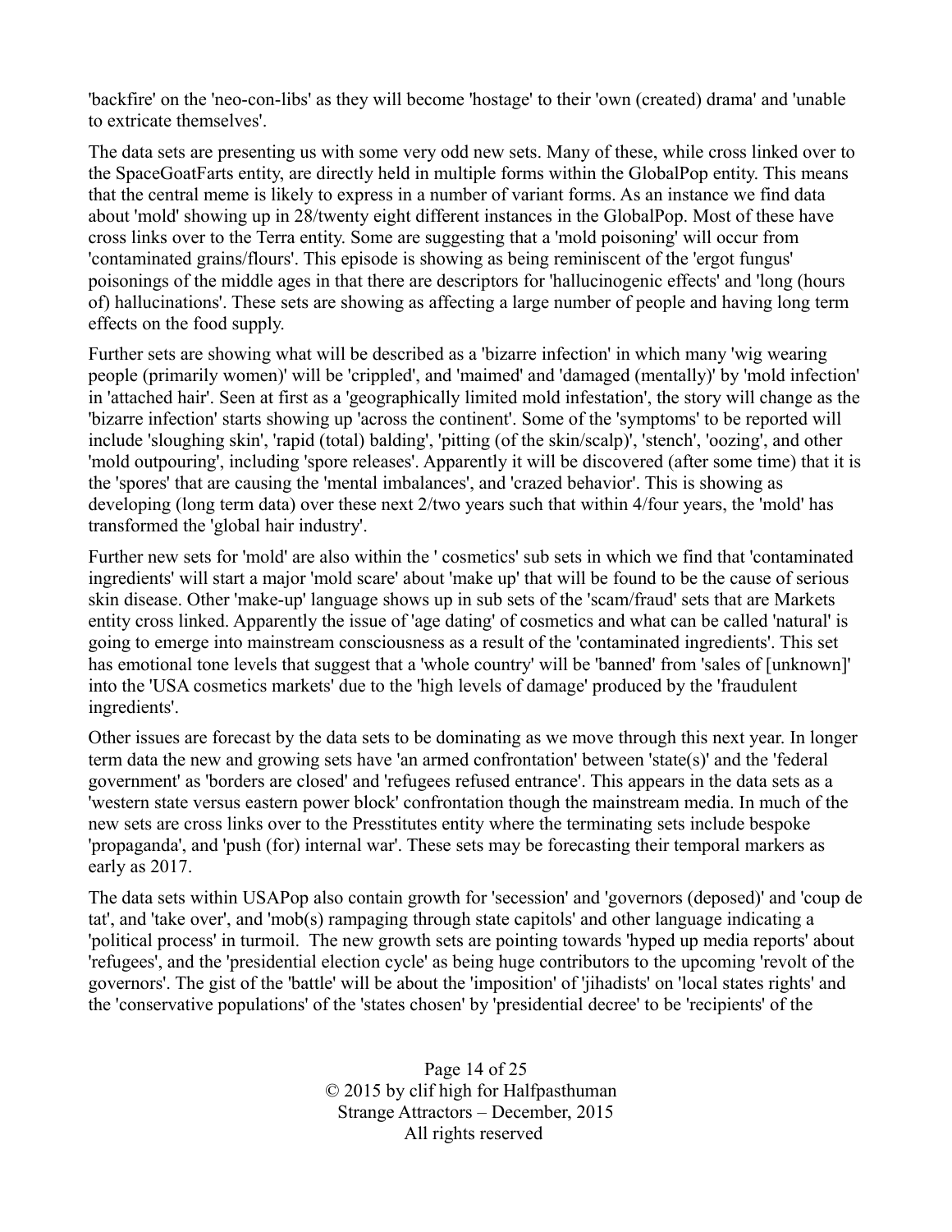'backfire' on the 'neo-con-libs' as they will become 'hostage' to their 'own (created) drama' and 'unable to extricate themselves'.

The data sets are presenting us with some very odd new sets. Many of these, while cross linked over to the SpaceGoatFarts entity, are directly held in multiple forms within the GlobalPop entity. This means that the central meme is likely to express in a number of variant forms. As an instance we find data about 'mold' showing up in 28/twenty eight different instances in the GlobalPop. Most of these have cross links over to the Terra entity. Some are suggesting that a 'mold poisoning' will occur from 'contaminated grains/flours'. This episode is showing as being reminiscent of the 'ergot fungus' poisonings of the middle ages in that there are descriptors for 'hallucinogenic effects' and 'long (hours of) hallucinations'. These sets are showing as affecting a large number of people and having long term effects on the food supply.

Further sets are showing what will be described as a 'bizarre infection' in which many 'wig wearing people (primarily women)' will be 'crippled', and 'maimed' and 'damaged (mentally)' by 'mold infection' in 'attached hair'. Seen at first as a 'geographically limited mold infestation', the story will change as the 'bizarre infection' starts showing up 'across the continent'. Some of the 'symptoms' to be reported will include 'sloughing skin', 'rapid (total) balding', 'pitting (of the skin/scalp)', 'stench', 'oozing', and other 'mold outpouring', including 'spore releases'. Apparently it will be discovered (after some time) that it is the 'spores' that are causing the 'mental imbalances', and 'crazed behavior'. This is showing as developing (long term data) over these next 2/two years such that within 4/four years, the 'mold' has transformed the 'global hair industry'.

Further new sets for 'mold' are also within the ' cosmetics' sub sets in which we find that 'contaminated ingredients' will start a major 'mold scare' about 'make up' that will be found to be the cause of serious skin disease. Other 'make-up' language shows up in sub sets of the 'scam/fraud' sets that are Markets entity cross linked. Apparently the issue of 'age dating' of cosmetics and what can be called 'natural' is going to emerge into mainstream consciousness as a result of the 'contaminated ingredients'. This set has emotional tone levels that suggest that a 'whole country' will be 'banned' from 'sales of [unknown]' into the 'USA cosmetics markets' due to the 'high levels of damage' produced by the 'fraudulent ingredients'.

Other issues are forecast by the data sets to be dominating as we move through this next year. In longer term data the new and growing sets have 'an armed confrontation' between 'state(s)' and the 'federal government' as 'borders are closed' and 'refugees refused entrance'. This appears in the data sets as a 'western state versus eastern power block' confrontation though the mainstream media. In much of the new sets are cross links over to the Presstitutes entity where the terminating sets include bespoke 'propaganda', and 'push (for) internal war'. These sets may be forecasting their temporal markers as early as 2017.

The data sets within USAPop also contain growth for 'secession' and 'governors (deposed)' and 'coup de tat', and 'take over', and 'mob(s) rampaging through state capitols' and other language indicating a 'political process' in turmoil. The new growth sets are pointing towards 'hyped up media reports' about 'refugees', and the 'presidential election cycle' as being huge contributors to the upcoming 'revolt of the governors'. The gist of the 'battle' will be about the 'imposition' of 'jihadists' on 'local states rights' and the 'conservative populations' of the 'states chosen' by 'presidential decree' to be 'recipients' of the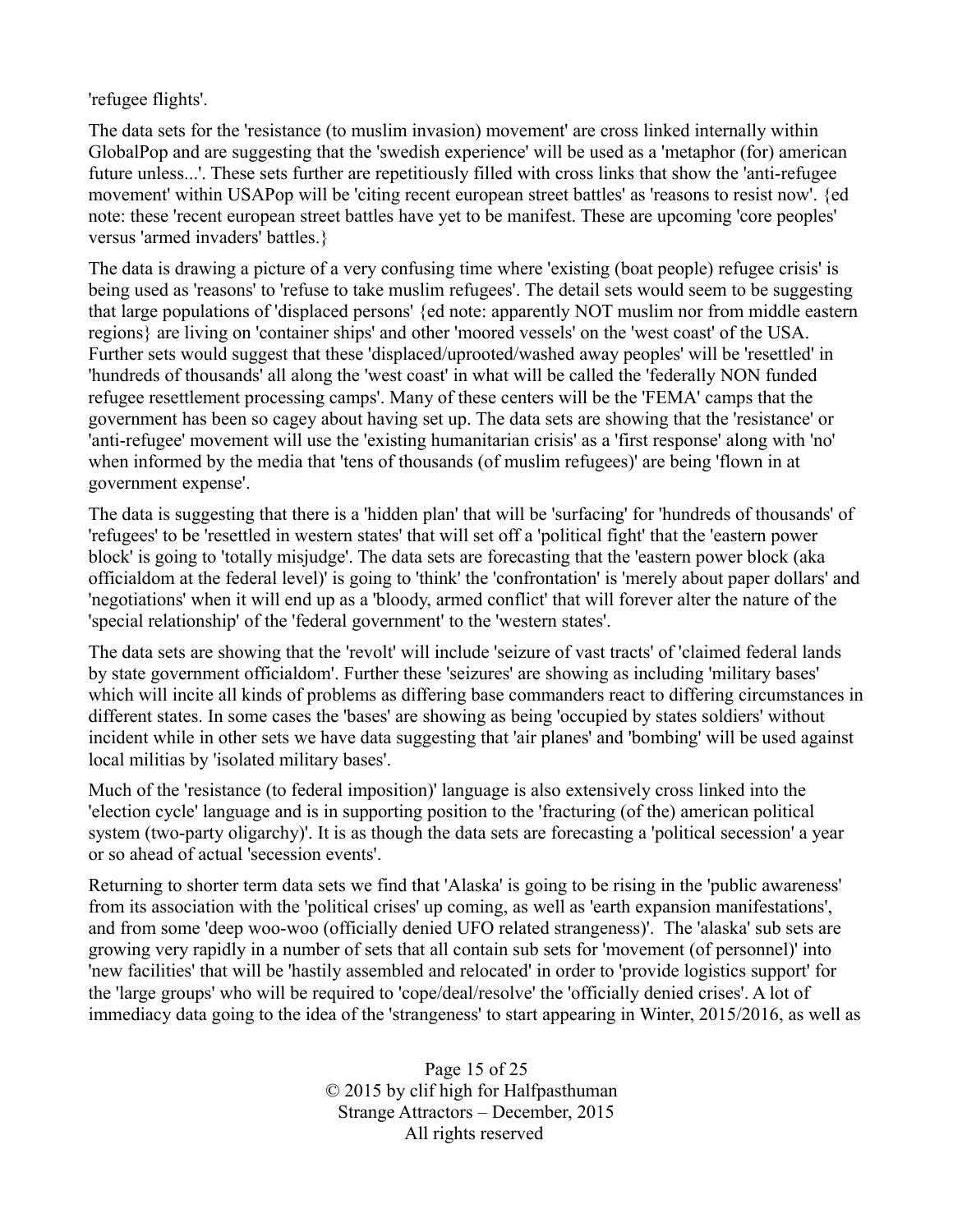'refugee flights'.

The data sets for the 'resistance (to muslim invasion) movement' are cross linked internally within GlobalPop and are suggesting that the 'swedish experience' will be used as a 'metaphor (for) american future unless...'. These sets further are repetitiously filled with cross links that show the 'anti-refugee movement' within USAPop will be 'citing recent european street battles' as 'reasons to resist now'. {ed note: these 'recent european street battles have yet to be manifest. These are upcoming 'core peoples' versus 'armed invaders' battles.}

The data is drawing a picture of a very confusing time where 'existing (boat people) refugee crisis' is being used as 'reasons' to 'refuse to take muslim refugees'. The detail sets would seem to be suggesting that large populations of 'displaced persons' {ed note: apparently NOT muslim nor from middle eastern regions} are living on 'container ships' and other 'moored vessels' on the 'west coast' of the USA. Further sets would suggest that these 'displaced/uprooted/washed away peoples' will be 'resettled' in 'hundreds of thousands' all along the 'west coast' in what will be called the 'federally NON funded refugee resettlement processing camps'. Many of these centers will be the 'FEMA' camps that the government has been so cagey about having set up. The data sets are showing that the 'resistance' or 'anti-refugee' movement will use the 'existing humanitarian crisis' as a 'first response' along with 'no' when informed by the media that 'tens of thousands (of muslim refugees)' are being 'flown in at government expense'.

The data is suggesting that there is a 'hidden plan' that will be 'surfacing' for 'hundreds of thousands' of 'refugees' to be 'resettled in western states' that will set off a 'political fight' that the 'eastern power block' is going to 'totally misjudge'. The data sets are forecasting that the 'eastern power block (aka officialdom at the federal level)' is going to 'think' the 'confrontation' is 'merely about paper dollars' and 'negotiations' when it will end up as a 'bloody, armed conflict' that will forever alter the nature of the 'special relationship' of the 'federal government' to the 'western states'.

The data sets are showing that the 'revolt' will include 'seizure of vast tracts' of 'claimed federal lands by state government officialdom'. Further these 'seizures' are showing as including 'military bases' which will incite all kinds of problems as differing base commanders react to differing circumstances in different states. In some cases the 'bases' are showing as being 'occupied by states soldiers' without incident while in other sets we have data suggesting that 'air planes' and 'bombing' will be used against local militias by 'isolated military bases'.

Much of the 'resistance (to federal imposition)' language is also extensively cross linked into the 'election cycle' language and is in supporting position to the 'fracturing (of the) american political system (two-party oligarchy)'. It is as though the data sets are forecasting a 'political secession' a year or so ahead of actual 'secession events'.

Returning to shorter term data sets we find that 'Alaska' is going to be rising in the 'public awareness' from its association with the 'political crises' up coming, as well as 'earth expansion manifestations', and from some 'deep woo-woo (officially denied UFO related strangeness)'. The 'alaska' sub sets are growing very rapidly in a number of sets that all contain sub sets for 'movement (of personnel)' into 'new facilities' that will be 'hastily assembled and relocated' in order to 'provide logistics support' for the 'large groups' who will be required to 'cope/deal/resolve' the 'officially denied crises'. A lot of immediacy data going to the idea of the 'strangeness' to start appearing in Winter, 2015/2016, as well as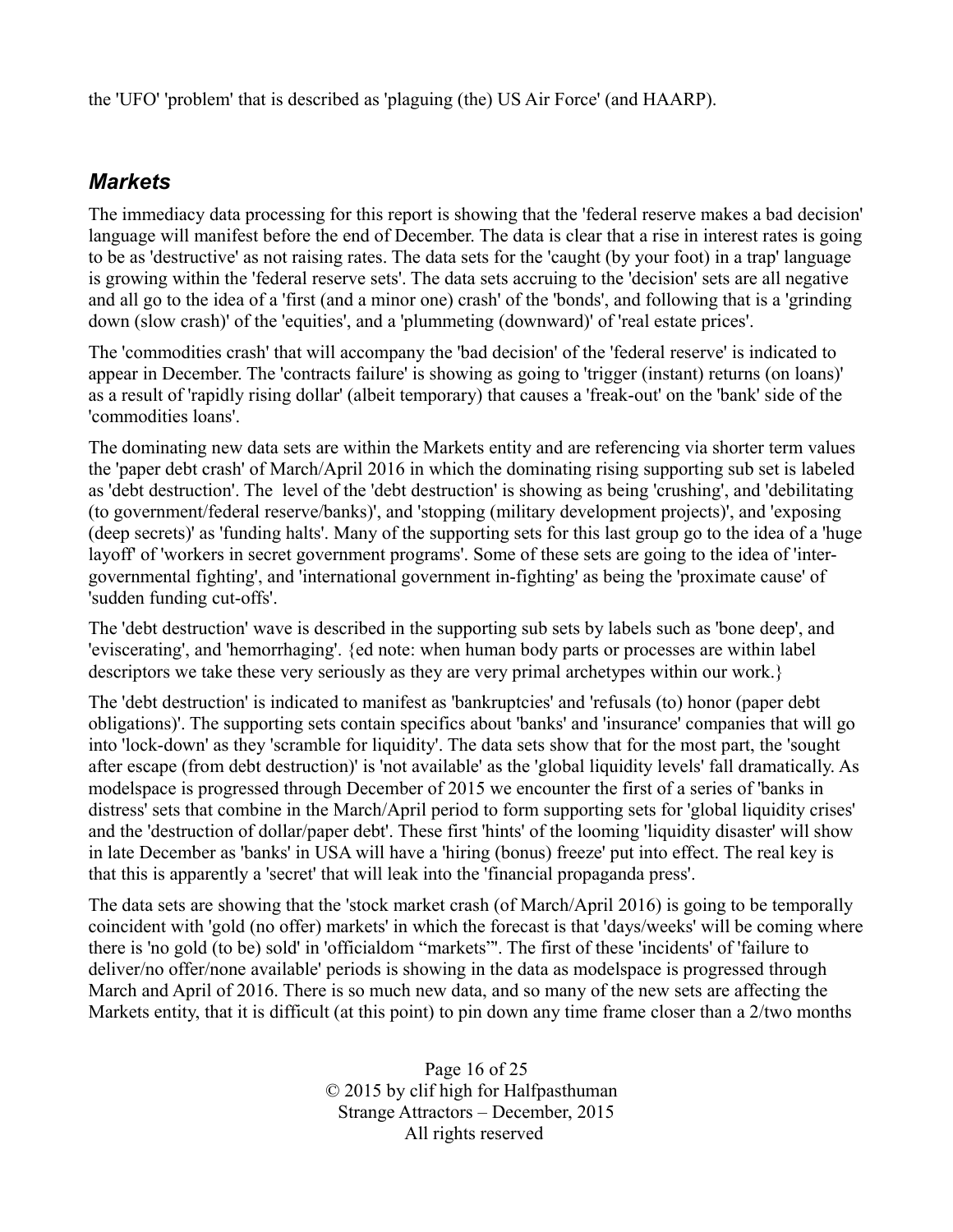the 'UFO' 'problem' that is described as 'plaguing (the) US Air Force' (and HAARP).

## *Markets*

The immediacy data processing for this report is showing that the 'federal reserve makes a bad decision' language will manifest before the end of December. The data is clear that a rise in interest rates is going to be as 'destructive' as not raising rates. The data sets for the 'caught (by your foot) in a trap' language is growing within the 'federal reserve sets'. The data sets accruing to the 'decision' sets are all negative and all go to the idea of a 'first (and a minor one) crash' of the 'bonds', and following that is a 'grinding down (slow crash)' of the 'equities', and a 'plummeting (downward)' of 'real estate prices'.

The 'commodities crash' that will accompany the 'bad decision' of the 'federal reserve' is indicated to appear in December. The 'contracts failure' is showing as going to 'trigger (instant) returns (on loans)' as a result of 'rapidly rising dollar' (albeit temporary) that causes a 'freak-out' on the 'bank' side of the 'commodities loans'.

The dominating new data sets are within the Markets entity and are referencing via shorter term values the 'paper debt crash' of March/April 2016 in which the dominating rising supporting sub set is labeled as 'debt destruction'. The level of the 'debt destruction' is showing as being 'crushing', and 'debilitating (to government/federal reserve/banks)', and 'stopping (military development projects)', and 'exposing (deep secrets)' as 'funding halts'. Many of the supporting sets for this last group go to the idea of a 'huge layoff' of 'workers in secret government programs'. Some of these sets are going to the idea of 'inter-governmental fighting', and 'international government in-fighting' as being the 'proximate cause' of 'sudden funding cut-offs'.

The 'debt destruction' wave is described in the supporting sub sets by labels such as 'bone deep', and 'eviscerating', and 'hemorrhaging'. {ed note: when human body parts or processes are within label descriptors we take these very seriously as they are very primal archetypes within our work.}

The 'debt destruction' is indicated to manifest as 'bankruptcies' and 'refusals (to) honor (paper debt obligations)'. The supporting sets contain specifics about 'banks' and 'insurance' companies that will go into 'lock-down' as they 'scramble for liquidity'. The data sets show that for the most part, the 'sought after escape (from debt destruction)' is 'not available' as the 'global liquidity levels' fall dramatically. As modelspace is progressed through December of 2015 we encounter the first of a series of 'banks in distress' sets that combine in the March/April period to form supporting sets for 'global liquidity crises' and the 'destruction of dollar/paper debt'. These first 'hints' of the looming 'liquidity disaster' will show in late December as 'banks' in USA will have a 'hiring (bonus) freeze' put into effect. The real key is that this is apparently a 'secret' that will leak into the 'financial propaganda press'.

The data sets are showing that the 'stock market crash (of March/April 2016) is going to be temporally coincident with 'gold (no offer) markets' in which the forecast is that 'days/weeks' will be coming where there is 'no gold (to be) sold' in 'officialdom "markets"'. The first of these 'incidents' of 'failure to deliver/no offer/none available' periods is showing in the data as modelspace is progressed through March and April of 2016. There is so much new data, and so many of the new sets are affecting the Markets entity, that it is difficult (at this point) to pin down any time frame closer than a 2/two months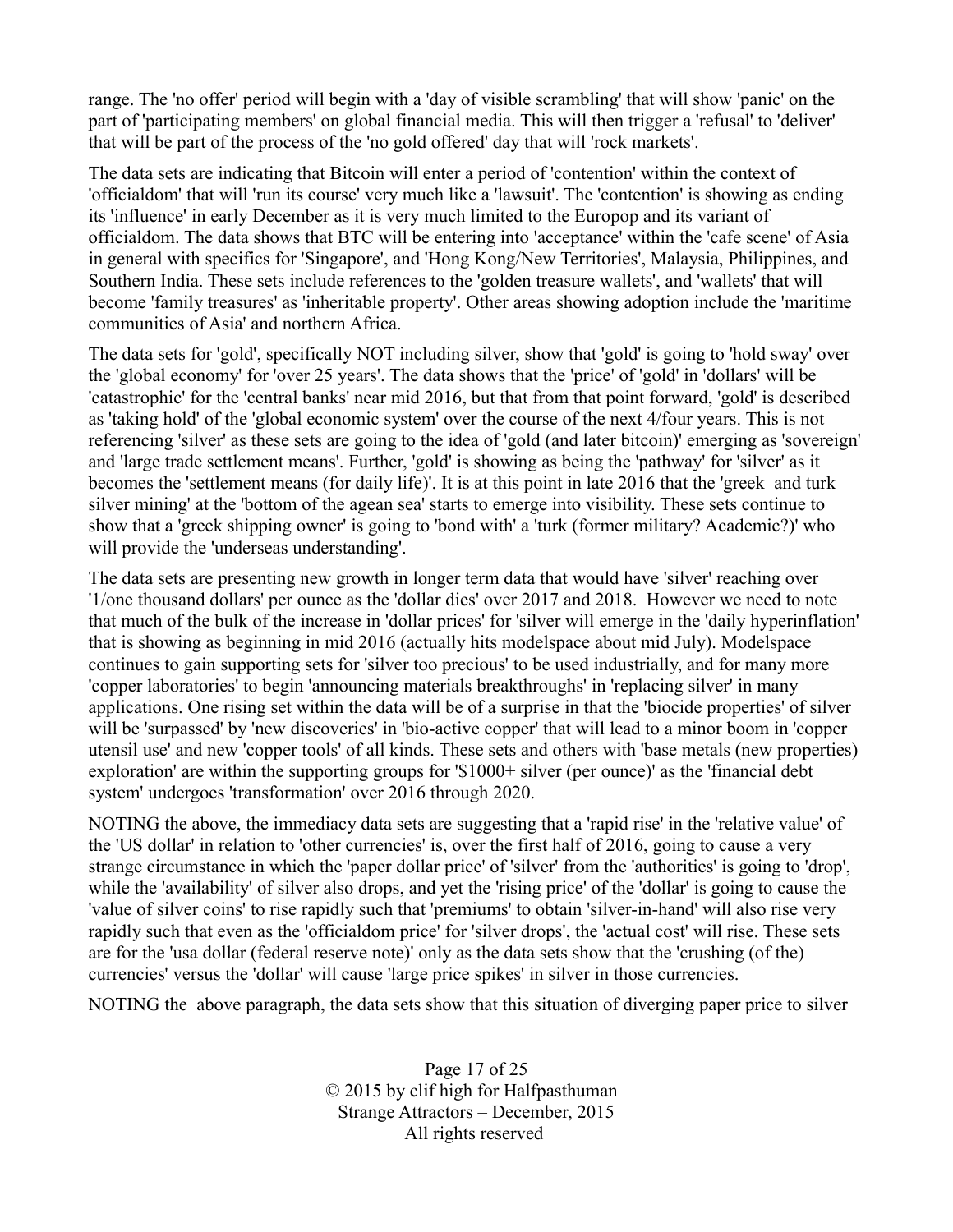range. The 'no offer' period will begin with a 'day of visible scrambling' that will show 'panic' on the part of 'participating members' on global financial media. This will then trigger a 'refusal' to 'deliver' that will be part of the process of the 'no gold offered' day that will 'rock markets'.

The data sets are indicating that Bitcoin will enter a period of 'contention' within the context of 'officialdom' that will 'run its course' very much like a 'lawsuit'. The 'contention' is showing as ending its 'influence' in early December as it is very much limited to the Europop and its variant of officialdom. The data shows that BTC will be entering into 'acceptance' within the 'cafe scene' of Asia in general with specifics for 'Singapore', and 'Hong Kong/New Territories', Malaysia, Philippines, and Southern India. These sets include references to the 'golden treasure wallets', and 'wallets' that will become 'family treasures' as 'inheritable property'. Other areas showing adoption include the 'maritime communities of Asia' and northern Africa.

The data sets for 'gold', specifically NOT including silver, show that 'gold' is going to 'hold sway' over the 'global economy' for 'over 25 years'. The data shows that the 'price' of 'gold' in 'dollars' will be 'catastrophic' for the 'central banks' near mid 2016, but that from that point forward, 'gold' is described as 'taking hold' of the 'global economic system' over the course of the next 4/four years. This is not referencing 'silver' as these sets are going to the idea of 'gold (and later bitcoin)' emerging as 'sovereign' and 'large trade settlement means'. Further, 'gold' is showing as being the 'pathway' for 'silver' as it becomes the 'settlement means (for daily life)'. It is at this point in late 2016 that the 'greek and turk silver mining' at the 'bottom of the agean sea' starts to emerge into visibility. These sets continue to show that a 'greek shipping owner' is going to 'bond with' a 'turk (former military? Academic?)' who will provide the 'underseas understanding'.

The data sets are presenting new growth in longer term data that would have 'silver' reaching over '1/one thousand dollars' per ounce as the 'dollar dies' over 2017 and 2018. However we need to note that much of the bulk of the increase in 'dollar prices' for 'silver will emerge in the 'daily hyperinflation' that is showing as beginning in mid 2016 (actually hits modelspace about mid July). Modelspace continues to gain supporting sets for 'silver too precious' to be used industrially, and for many more 'copper laboratories' to begin 'announcing materials breakthroughs' in 'replacing silver' in many applications. One rising set within the data will be of a surprise in that the 'biocide properties' of silver will be 'surpassed' by 'new discoveries' in 'bio-active copper' that will lead to a minor boom in 'copper utensil use' and new 'copper tools' of all kinds. These sets and others with 'base metals (new properties) exploration' are within the supporting groups for '$1000+ silver (per ounce)' as the 'financial debt system' undergoes 'transformation' over 2016 through 2020.

NOTING the above, the immediacy data sets are suggesting that a 'rapid rise' in the 'relative value' of the 'US dollar' in relation to 'other currencies' is, over the first half of 2016, going to cause a very strange circumstance in which the 'paper dollar price' of 'silver' from the 'authorities' is going to 'drop', while the 'availability' of silver also drops, and yet the 'rising price' of the 'dollar' is going to cause the 'value of silver coins' to rise rapidly such that 'premiums' to obtain 'silver-in-hand' will also rise very rapidly such that even as the 'officialdom price' for 'silver drops', the 'actual cost' will rise. These sets are for the 'usa dollar (federal reserve note)' only as the data sets show that the 'crushing (of the) currencies' versus the 'dollar' will cause 'large price spikes' in silver in those currencies.

NOTING the above paragraph, the data sets show that this situation of diverging paper price to silver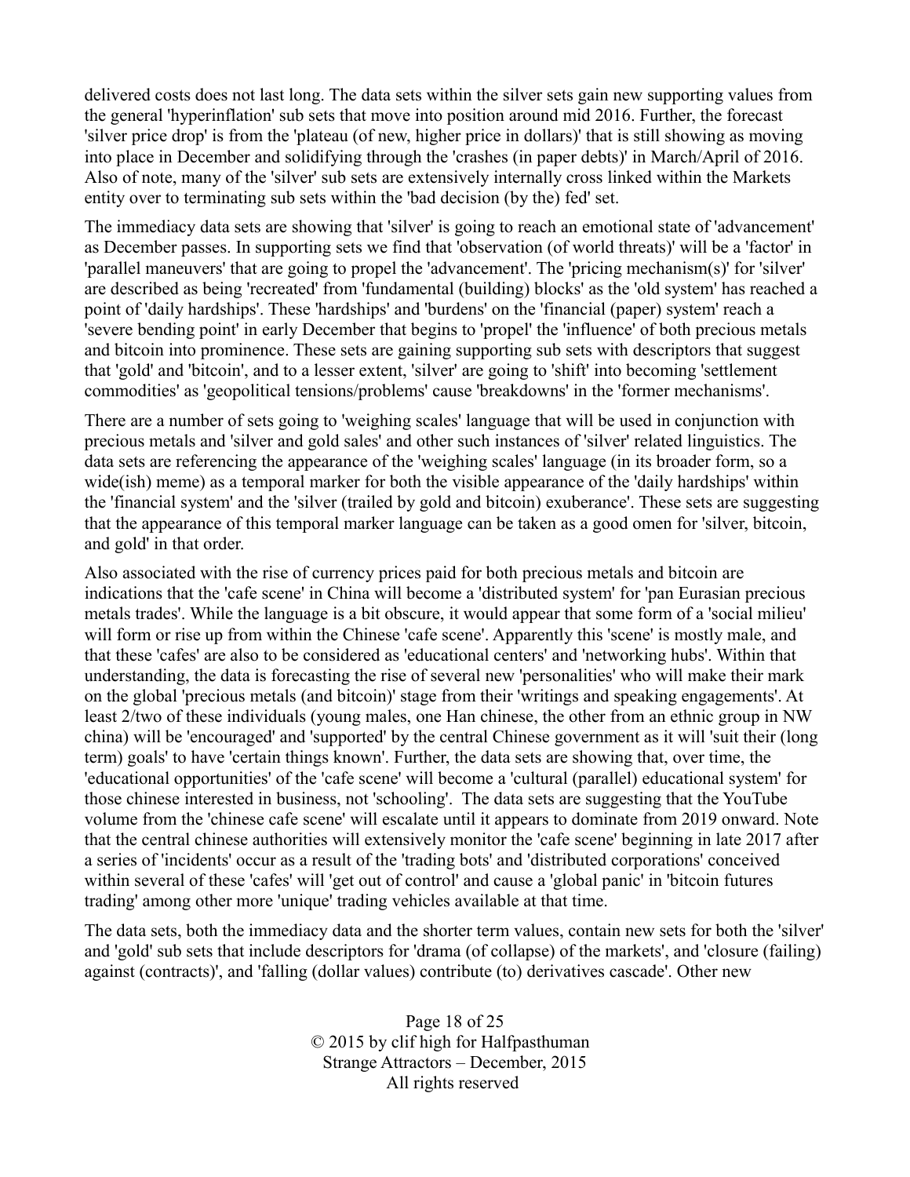delivered costs does not last long. The data sets within the silver sets gain new supporting values from the general 'hyperinflation' sub sets that move into position around mid 2016. Further, the forecast 'silver price drop' is from the 'plateau (of new, higher price in dollars)' that is still showing as moving into place in December and solidifying through the 'crashes (in paper debts)' in March/April of 2016. Also of note, many of the 'silver' sub sets are extensively internally cross linked within the Markets entity over to terminating sub sets within the 'bad decision (by the) fed' set.

The immediacy data sets are showing that 'silver' is going to reach an emotional state of 'advancement' as December passes. In supporting sets we find that 'observation (of world threats)' will be a 'factor' in 'parallel maneuvers' that are going to propel the 'advancement'. The 'pricing mechanism(s)' for 'silver' are described as being 'recreated' from 'fundamental (building) blocks' as the 'old system' has reached a point of 'daily hardships'. These 'hardships' and 'burdens' on the 'financial (paper) system' reach a 'severe bending point' in early December that begins to 'propel' the 'influence' of both precious metals and bitcoin into prominence. These sets are gaining supporting sub sets with descriptors that suggest that 'gold' and 'bitcoin', and to a lesser extent, 'silver' are going to 'shift' into becoming 'settlement commodities' as 'geopolitical tensions/problems' cause 'breakdowns' in the 'former mechanisms'.

There are a number of sets going to 'weighing scales' language that will be used in conjunction with precious metals and 'silver and gold sales' and other such instances of 'silver' related linguistics. The data sets are referencing the appearance of the 'weighing scales' language (in its broader form, so a wide(ish) meme) as a temporal marker for both the visible appearance of the 'daily hardships' within the 'financial system' and the 'silver (trailed by gold and bitcoin) exuberance'. These sets are suggesting that the appearance of this temporal marker language can be taken as a good omen for 'silver, bitcoin, and gold' in that order.

Also associated with the rise of currency prices paid for both precious metals and bitcoin are indications that the 'cafe scene' in China will become a 'distributed system' for 'pan Eurasian precious metals trades'. While the language is a bit obscure, it would appear that some form of a 'social milieu' will form or rise up from within the Chinese 'cafe scene'. Apparently this 'scene' is mostly male, and that these 'cafes' are also to be considered as 'educational centers' and 'networking hubs'. Within that understanding, the data is forecasting the rise of several new 'personalities' who will make their mark on the global 'precious metals (and bitcoin)' stage from their 'writings and speaking engagements'. At least 2/two of these individuals (young males, one Han chinese, the other from an ethnic group in NW china) will be 'encouraged' and 'supported' by the central Chinese government as it will 'suit their (long term) goals' to have 'certain things known'. Further, the data sets are showing that, over time, the 'educational opportunities' of the 'cafe scene' will become a 'cultural (parallel) educational system' for those chinese interested in business, not 'schooling'. The data sets are suggesting that the YouTube volume from the 'chinese cafe scene' will escalate until it appears to dominate from 2019 onward. Note that the central chinese authorities will extensively monitor the 'cafe scene' beginning in late 2017 after a series of 'incidents' occur as a result of the 'trading bots' and 'distributed corporations' conceived within several of these 'cafes' will 'get out of control' and cause a 'global panic' in 'bitcoin futures trading' among other more 'unique' trading vehicles available at that time.

The data sets, both the immediacy data and the shorter term values, contain new sets for both the 'silver' and 'gold' sub sets that include descriptors for 'drama (of collapse) of the markets', and 'closure (failing) against (contracts)', and 'falling (dollar values) contribute (to) derivatives cascade'. Other new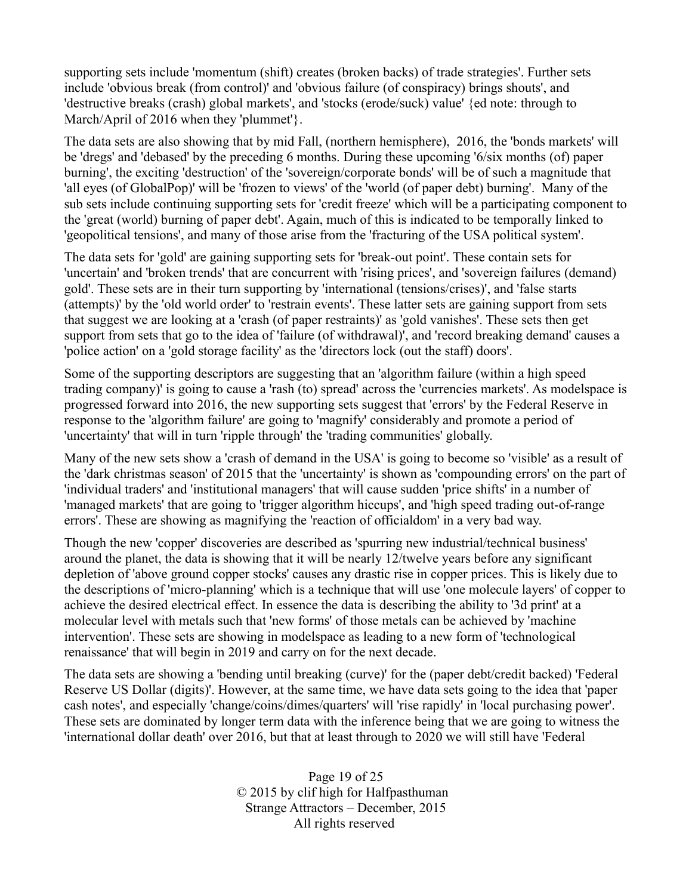supporting sets include 'momentum (shift) creates (broken backs) of trade strategies'. Further sets include 'obvious break (from control)' and 'obvious failure (of conspiracy) brings shouts', and 'destructive breaks (crash) global markets', and 'stocks (erode/suck) value' {ed note: through to March/April of 2016 when they 'plummet'}.

The data sets are also showing that by mid Fall, (northern hemisphere), 2016, the 'bonds markets' will be 'dregs' and 'debased' by the preceding 6 months. During these upcoming '6/six months (of) paper burning', the exciting 'destruction' of the 'sovereign/corporate bonds' will be of such a magnitude that 'all eyes (of GlobalPop)' will be 'frozen to views' of the 'world (of paper debt) burning'. Many of the sub sets include continuing supporting sets for 'credit freeze' which will be a participating component to the 'great (world) burning of paper debt'. Again, much of this is indicated to be temporally linked to 'geopolitical tensions', and many of those arise from the 'fracturing of the USA political system'.

The data sets for 'gold' are gaining supporting sets for 'break-out point'. These contain sets for 'uncertain' and 'broken trends' that are concurrent with 'rising prices', and 'sovereign failures (demand) gold'. These sets are in their turn supporting by 'international (tensions/crises)', and 'false starts (attempts)' by the 'old world order' to 'restrain events'. These latter sets are gaining support from sets that suggest we are looking at a 'crash (of paper restraints)' as 'gold vanishes'. These sets then get support from sets that go to the idea of 'failure (of withdrawal)', and 'record breaking demand' causes a 'police action' on a 'gold storage facility' as the 'directors lock (out the staff) doors'.

Some of the supporting descriptors are suggesting that an 'algorithm failure (within a high speed trading company)' is going to cause a 'rash (to) spread' across the 'currencies markets'. As modelspace is progressed forward into 2016, the new supporting sets suggest that 'errors' by the Federal Reserve in response to the 'algorithm failure' are going to 'magnify' considerably and promote a period of 'uncertainty' that will in turn 'ripple through' the 'trading communities' globally.

Many of the new sets show a 'crash of demand in the USA' is going to become so 'visible' as a result of the 'dark christmas season' of 2015 that the 'uncertainty' is shown as 'compounding errors' on the part of 'individual traders' and 'institutional managers' that will cause sudden 'price shifts' in a number of 'managed markets' that are going to 'trigger algorithm hiccups', and 'high speed trading out-of-range errors'. These are showing as magnifying the 'reaction of officialdom' in a very bad way.

Though the new 'copper' discoveries are described as 'spurring new industrial/technical business' around the planet, the data is showing that it will be nearly 12/twelve years before any significant depletion of 'above ground copper stocks' causes any drastic rise in copper prices. This is likely due to the descriptions of 'micro-planning' which is a technique that will use 'one molecule layers' of copper to achieve the desired electrical effect. In essence the data is describing the ability to '3d print' at a molecular level with metals such that 'new forms' of those metals can be achieved by 'machine intervention'. These sets are showing in modelspace as leading to a new form of 'technological renaissance' that will begin in 2019 and carry on for the next decade.

The data sets are showing a 'bending until breaking (curve)' for the (paper debt/credit backed) 'Federal Reserve US Dollar (digits)'. However, at the same time, we have data sets going to the idea that 'paper cash notes', and especially 'change/coins/dimes/quarters' will 'rise rapidly' in 'local purchasing power'. These sets are dominated by longer term data with the inference being that we are going to witness the 'international dollar death' over 2016, but that at least through to 2020 we will still have 'Federal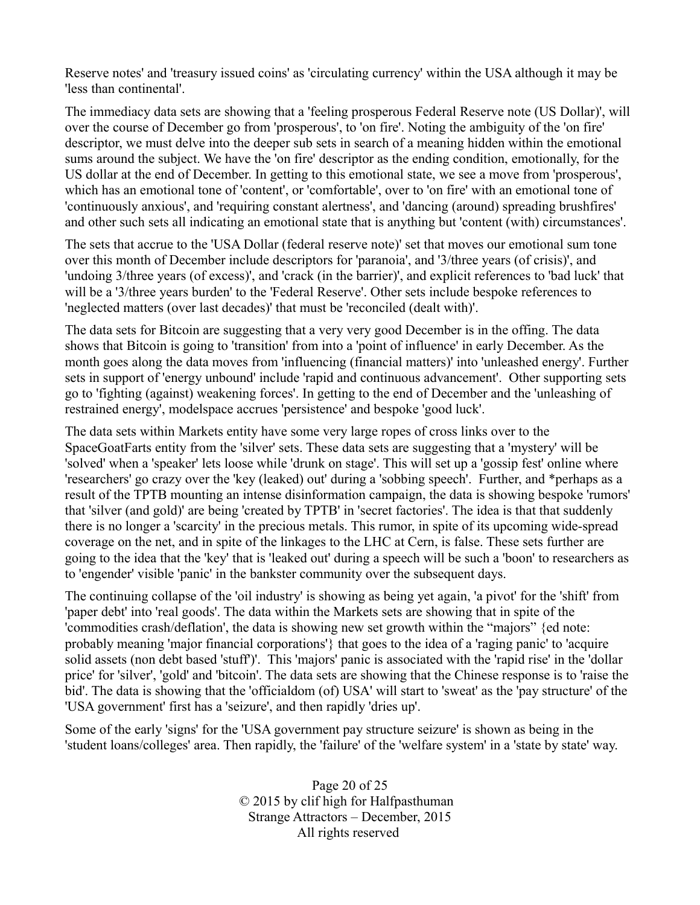Reserve notes' and 'treasury issued coins' as 'circulating currency' within the USA although it may be 'less than continental'.

The immediacy data sets are showing that a 'feeling prosperous Federal Reserve note (US Dollar)', will over the course of December go from 'prosperous', to 'on fire'. Noting the ambiguity of the 'on fire' descriptor, we must delve into the deeper sub sets in search of a meaning hidden within the emotional sums around the subject. We have the 'on fire' descriptor as the ending condition, emotionally, for the US dollar at the end of December. In getting to this emotional state, we see a move from 'prosperous', which has an emotional tone of 'content', or 'comfortable', over to 'on fire' with an emotional tone of 'continuously anxious', and 'requiring constant alertness', and 'dancing (around) spreading brushfires' and other such sets all indicating an emotional state that is anything but 'content (with) circumstances'.

The sets that accrue to the 'USA Dollar (federal reserve note)' set that moves our emotional sum tone over this month of December include descriptors for 'paranoia', and '3/three years (of crisis)', and 'undoing 3/three years (of excess)', and 'crack (in the barrier)', and explicit references to 'bad luck' that will be a '3/three years burden' to the 'Federal Reserve'. Other sets include bespoke references to 'neglected matters (over last decades)' that must be 'reconciled (dealt with)'.

The data sets for Bitcoin are suggesting that a very very good December is in the offing. The data shows that Bitcoin is going to 'transition' from into a 'point of influence' in early December. As the month goes along the data moves from 'influencing (financial matters)' into 'unleashed energy'. Further sets in support of 'energy unbound' include 'rapid and continuous advancement'. Other supporting sets go to 'fighting (against) weakening forces'. In getting to the end of December and the 'unleashing of restrained energy', modelspace accrues 'persistence' and bespoke 'good luck'.

The data sets within Markets entity have some very large ropes of cross links over to the SpaceGoatFarts entity from the 'silver' sets. These data sets are suggesting that a 'mystery' will be 'solved' when a 'speaker' lets loose while 'drunk on stage'. This will set up a 'gossip fest' online where 'researchers' go crazy over the 'key (leaked) out' during a 'sobbing speech'. Further, and *perhaps as a result of the TPTB mounting an intense disinformation campaign, the data is showing bespoke 'rumors' that 'silver (and gold)' are being 'created by TPTB' in 'secret factories'. The idea is that that suddenly there is no longer a 'scarcity' in the precious metals. This rumor, in spite of its upcoming wide-spread coverage on the net, and in spite of the linkages to the LHC at Cern, is false. These sets further are going to the idea that the 'key' that is 'leaked out' during a speech will be such a 'boon' to researchers as to 'engender' visible 'panic' in the bankster community over the subsequent days.

The continuing collapse of the 'oil industry' is showing as being yet again, 'a pivot' for the 'shift' from 'paper debt' into 'real goods'. The data within the Markets sets are showing that in spite of the 'commodities crash/deflation', the data is showing new set growth within the "majors" {ed note: probably meaning 'major financial corporations'} that goes to the idea of a 'raging panic' to 'acquire solid assets (non debt based 'stuff')'. This 'majors' panic is associated with the 'rapid rise' in the 'dollar price' for 'silver', 'gold' and 'bitcoin'. The data sets are showing that the Chinese response is to 'raise the bid'. The data is showing that the 'officialdom (of) USA' will start to 'sweat' as the 'pay structure' of the 'USA government' first has a 'seizure', and then rapidly 'dries up'.

Some of the early 'signs' for the 'USA government pay structure seizure' is shown as being in the 'student loans/colleges' area. Then rapidly, the 'failure' of the 'welfare system' in a 'state by state' way.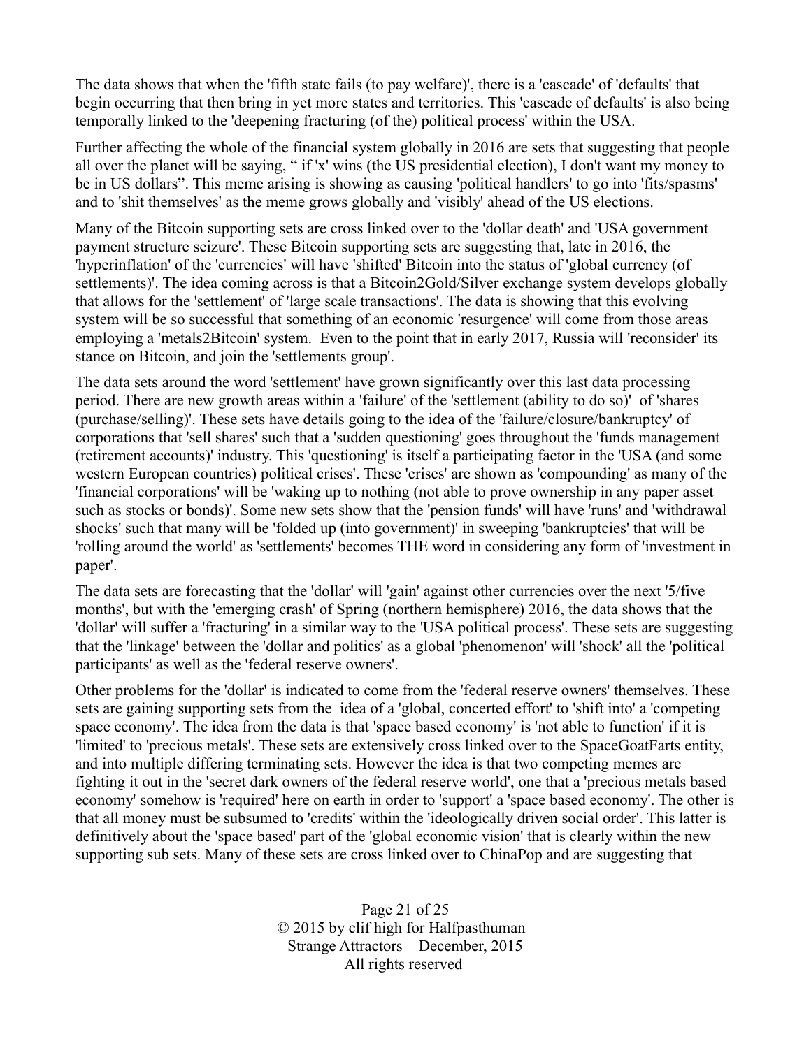The data shows that when the 'fifth state fails (to pay welfare)', there is a 'cascade' of 'defaults' that begin occurring that then bring in yet more states and territories. This 'cascade of defaults' is also being temporally linked to the 'deepening fracturing (of the) political process' within the USA.

Further affecting the whole of the financial system globally in 2016 are sets that suggesting that people all over the planet will be saying, " if 'x' wins (the US presidential election), I don't want my money to be in US dollars". This meme arising is showing as causing 'political handlers' to go into 'fits/spasms' and to 'shit themselves' as the meme grows globally and 'visibly' ahead of the US elections.

Many of the Bitcoin supporting sets are cross linked over to the 'dollar death' and 'USA government payment structure seizure'. These Bitcoin supporting sets are suggesting that, late in 2016, the 'hyperinflation' of the 'currencies' will have 'shifted' Bitcoin into the status of 'global currency (of settlements)'. The idea coming across is that a Bitcoin2Gold/Silver exchange system develops globally that allows for the 'settlement' of 'large scale transactions'. The data is showing that this evolving system will be so successful that something of an economic 'resurgence' will come from those areas employing a 'metals2Bitcoin' system. Even to the point that in early 2017, Russia will 'reconsider' its stance on Bitcoin, and join the 'settlements group'.

The data sets around the word 'settlement' have grown significantly over this last data processing period. There are new growth areas within a 'failure' of the 'settlement (ability to do so)' of 'shares (purchase/selling)'. These sets have details going to the idea of the 'failure/closure/bankruptcy' of corporations that 'sell shares' such that a 'sudden questioning' goes throughout the 'funds management (retirement accounts)' industry. This 'questioning' is itself a participating factor in the 'USA (and some western European countries) political crises'. These 'crises' are shown as 'compounding' as many of the 'financial corporations' will be 'waking up to nothing (not able to prove ownership in any paper asset such as stocks or bonds)'. Some new sets show that the 'pension funds' will have 'runs' and 'withdrawal shocks' such that many will be 'folded up (into government)' in sweeping 'bankruptcies' that will be 'rolling around the world' as 'settlements' becomes THE word in considering any form of 'investment in paper'.

The data sets are forecasting that the 'dollar' will 'gain' against other currencies over the next '5/five months', but with the 'emerging crash' of Spring (northern hemisphere) 2016, the data shows that the 'dollar' will suffer a 'fracturing' in a similar way to the 'USA political process'. These sets are suggesting that the 'linkage' between the 'dollar and politics' as a global 'phenomenon' will 'shock' all the 'political participants' as well as the 'federal reserve owners'.

Other problems for the 'dollar' is indicated to come from the 'federal reserve owners' themselves. These sets are gaining supporting sets from the idea of a 'global, concerted effort' to 'shift into' a 'competing space economy'. The idea from the data is that 'space based economy' is 'not able to function' if it is 'limited' to 'precious metals'. These sets are extensively cross linked over to the SpaceGoatFarts entity, and into multiple differing terminating sets. However the idea is that two competing memes are fighting it out in the 'secret dark owners of the federal reserve world', one that a 'precious metals based economy' somehow is 'required' here on earth in order to 'support' a 'space based economy'. The other is that all money must be subsumed to 'credits' within the 'ideologically driven social order'. This latter is definitively about the 'space based' part of the 'global economic vision' that is clearly within the new supporting sub sets. Many of these sets are cross linked over to ChinaPop and are suggesting that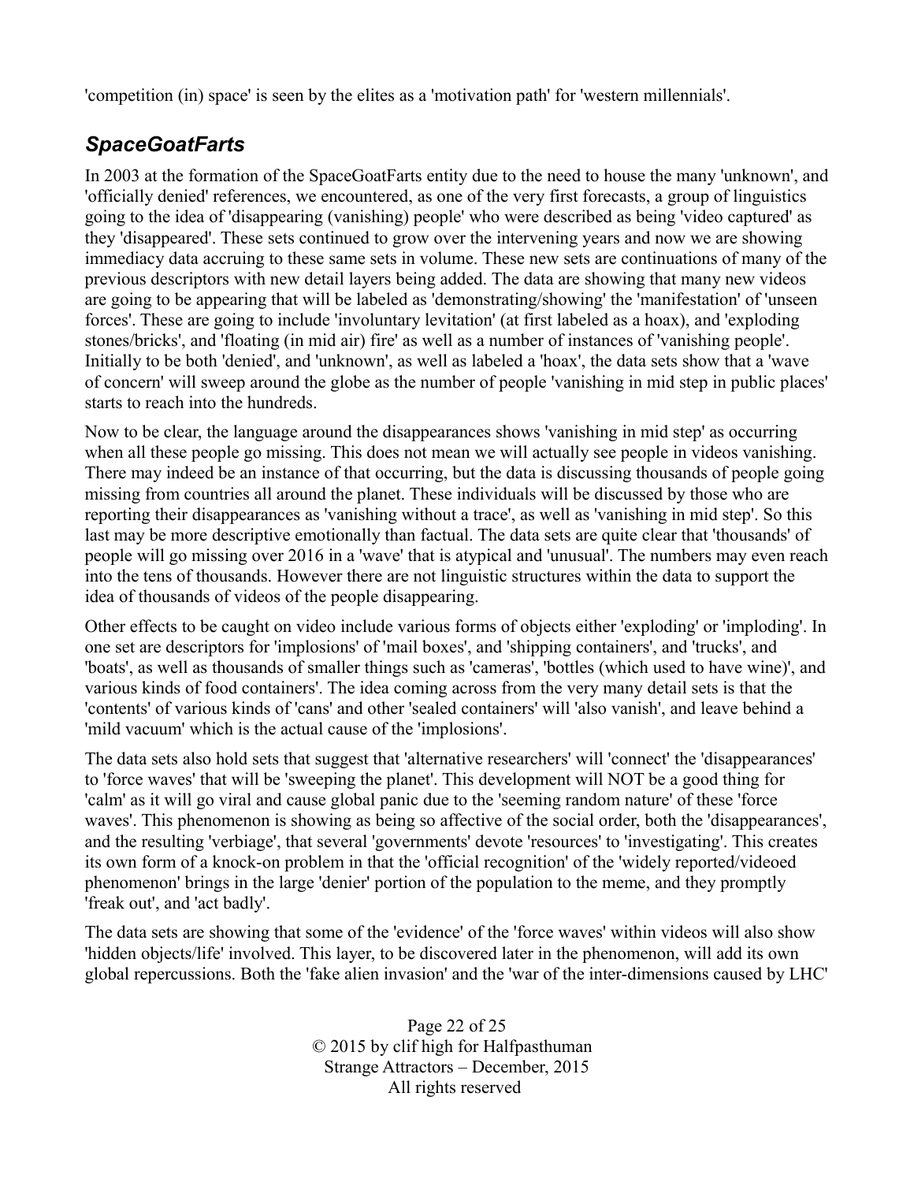'competition (in) space' is seen by the elites as a 'motivation path' for 'western millennials'.

## *SpaceGoatFarts*

In 2003 at the formation of the SpaceGoatFarts entity due to the need to house the many 'unknown', and 'officially denied' references, we encountered, as one of the very first forecasts, a group of linguistics going to the idea of 'disappearing (vanishing) people' who were described as being 'video captured' as they 'disappeared'. These sets continued to grow over the intervening years and now we are showing immediacy data accruing to these same sets in volume. These new sets are continuations of many of the previous descriptors with new detail layers being added. The data are showing that many new videos are going to be appearing that will be labeled as 'demonstrating/showing' the 'manifestation' of 'unseen forces'. These are going to include 'involuntary levitation' (at first labeled as a hoax), and 'exploding stones/bricks', and 'floating (in mid air) fire' as well as a number of instances of 'vanishing people'. Initially to be both 'denied', and 'unknown', as well as labeled a 'hoax', the data sets show that a 'wave of concern' will sweep around the globe as the number of people 'vanishing in mid step in public places' starts to reach into the hundreds.

Now to be clear, the language around the disappearances shows 'vanishing in mid step' as occurring when all these people go missing. This does not mean we will actually see people in videos vanishing. There may indeed be an instance of that occurring, but the data is discussing thousands of people going missing from countries all around the planet. These individuals will be discussed by those who are reporting their disappearances as 'vanishing without a trace', as well as 'vanishing in mid step'. So this last may be more descriptive emotionally than factual. The data sets are quite clear that 'thousands' of people will go missing over 2016 in a 'wave' that is atypical and 'unusual'. The numbers may even reach into the tens of thousands. However there are not linguistic structures within the data to support the idea of thousands of videos of the people disappearing.

Other effects to be caught on video include various forms of objects either 'exploding' or 'imploding'. In one set are descriptors for 'implosions' of 'mail boxes', and 'shipping containers', and 'trucks', and 'boats', as well as thousands of smaller things such as 'cameras', 'bottles (which used to have wine)', and various kinds of food containers'. The idea coming across from the very many detail sets is that the 'contents' of various kinds of 'cans' and other 'sealed containers' will 'also vanish', and leave behind a 'mild vacuum' which is the actual cause of the 'implosions'.

The data sets also hold sets that suggest that 'alternative researchers' will 'connect' the 'disappearances' to 'force waves' that will be 'sweeping the planet'. This development will NOT be a good thing for 'calm' as it will go viral and cause global panic due to the 'seeming random nature' of these 'force waves'. This phenomenon is showing as being so affective of the social order, both the 'disappearances', and the resulting 'verbiage', that several 'governments' devote 'resources' to 'investigating'. This creates its own form of a knock-on problem in that the 'official recognition' of the 'widely reported/videoed phenomenon' brings in the large 'denier' portion of the population to the meme, and they promptly 'freak out', and 'act badly'.

The data sets are showing that some of the 'evidence' of the 'force waves' within videos will also show 'hidden objects/life' involved. This layer, to be discovered later in the phenomenon, will add its own global repercussions. Both the 'fake alien invasion' and the 'war of the inter-dimensions caused by LHC'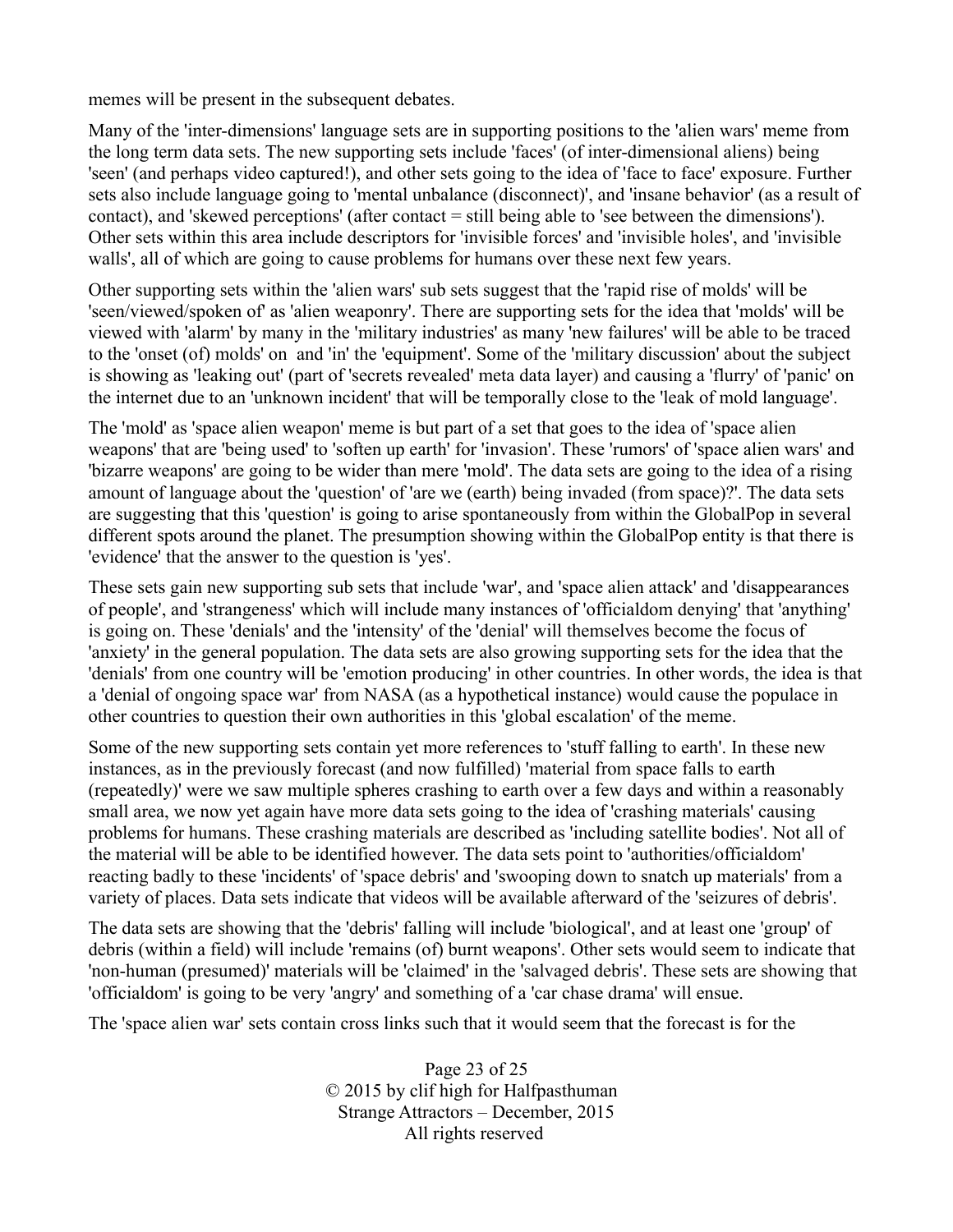memes will be present in the subsequent debates.

Many of the 'inter-dimensions' language sets are in supporting positions to the 'alien wars' meme from the long term data sets. The new supporting sets include 'faces' (of inter-dimensional aliens) being 'seen' (and perhaps video captured!), and other sets going to the idea of 'face to face' exposure. Further sets also include language going to 'mental unbalance (disconnect)', and 'insane behavior' (as a result of contact), and 'skewed perceptions' (after contact = still being able to 'see between the dimensions'). Other sets within this area include descriptors for 'invisible forces' and 'invisible holes', and 'invisible walls', all of which are going to cause problems for humans over these next few years.

Other supporting sets within the 'alien wars' sub sets suggest that the 'rapid rise of molds' will be 'seen/viewed/spoken of' as 'alien weaponry'. There are supporting sets for the idea that 'molds' will be viewed with 'alarm' by many in the 'military industries' as many 'new failures' will be able to be traced to the 'onset (of) molds' on and 'in' the 'equipment'. Some of the 'military discussion' about the subject is showing as 'leaking out' (part of 'secrets revealed' meta data layer) and causing a 'flurry' of 'panic' on the internet due to an 'unknown incident' that will be temporally close to the 'leak of mold language'.

The 'mold' as 'space alien weapon' meme is but part of a set that goes to the idea of 'space alien weapons' that are 'being used' to 'soften up earth' for 'invasion'. These 'rumors' of 'space alien wars' and 'bizarre weapons' are going to be wider than mere 'mold'. The data sets are going to the idea of a rising amount of language about the 'question' of 'are we (earth) being invaded (from space)?'. The data sets are suggesting that this 'question' is going to arise spontaneously from within the GlobalPop in several different spots around the planet. The presumption showing within the GlobalPop entity is that there is 'evidence' that the answer to the question is 'yes'.

These sets gain new supporting sub sets that include 'war', and 'space alien attack' and 'disappearances of people', and 'strangeness' which will include many instances of 'officialdom denying' that 'anything' is going on. These 'denials' and the 'intensity' of the 'denial' will themselves become the focus of 'anxiety' in the general population. The data sets are also growing supporting sets for the idea that the 'denials' from one country will be 'emotion producing' in other countries. In other words, the idea is that a 'denial of ongoing space war' from NASA (as a hypothetical instance) would cause the populace in other countries to question their own authorities in this 'global escalation' of the meme.

Some of the new supporting sets contain yet more references to 'stuff falling to earth'. In these new instances, as in the previously forecast (and now fulfilled) 'material from space falls to earth (repeatedly)' were we saw multiple spheres crashing to earth over a few days and within a reasonably small area, we now yet again have more data sets going to the idea of 'crashing materials' causing problems for humans. These crashing materials are described as 'including satellite bodies'. Not all of the material will be able to be identified however. The data sets point to 'authorities/officialdom' reacting badly to these 'incidents' of 'space debris' and 'swooping down to snatch up materials' from a variety of places. Data sets indicate that videos will be available afterward of the 'seizures of debris'.

The data sets are showing that the 'debris' falling will include 'biological', and at least one 'group' of debris (within a field) will include 'remains (of) burnt weapons'. Other sets would seem to indicate that 'non-human (presumed)' materials will be 'claimed' in the 'salvaged debris'. These sets are showing that 'officialdom' is going to be very 'angry' and something of a 'car chase drama' will ensue.

The 'space alien war' sets contain cross links such that it would seem that the forecast is for the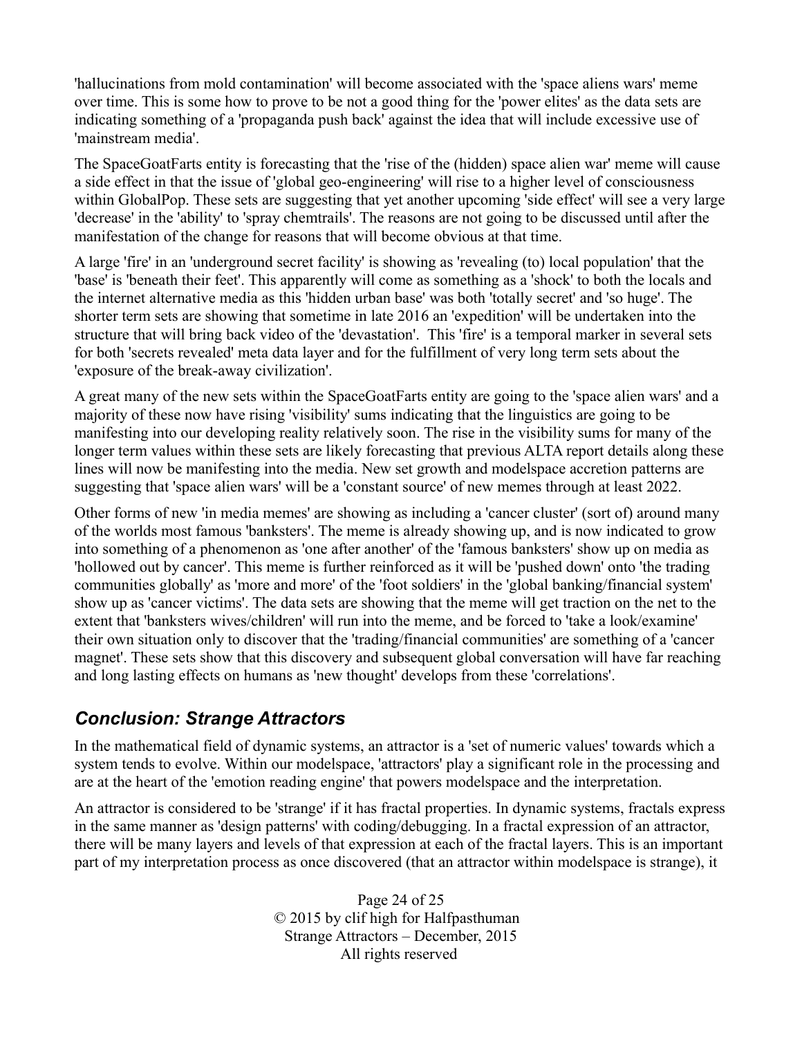'hallucinations from mold contamination' will become associated with the 'space aliens wars' meme over time. This is some how to prove to be not a good thing for the 'power elites' as the data sets are indicating something of a 'propaganda push back' against the idea that will include excessive use of 'mainstream media'.

The SpaceGoatFarts entity is forecasting that the 'rise of the (hidden) space alien war' meme will cause a side effect in that the issue of 'global geo-engineering' will rise to a higher level of consciousness within GlobalPop. These sets are suggesting that yet another upcoming 'side effect' will see a very large 'decrease' in the 'ability' to 'spray chemtrails'. The reasons are not going to be discussed until after the manifestation of the change for reasons that will become obvious at that time.

A large 'fire' in an 'underground secret facility' is showing as 'revealing (to) local population' that the 'base' is 'beneath their feet'. This apparently will come as something as a 'shock' to both the locals and the internet alternative media as this 'hidden urban base' was both 'totally secret' and 'so huge'. The shorter term sets are showing that sometime in late 2016 an 'expedition' will be undertaken into the structure that will bring back video of the 'devastation'. This 'fire' is a temporal marker in several sets for both 'secrets revealed' meta data layer and for the fulfillment of very long term sets about the 'exposure of the break-away civilization'.

A great many of the new sets within the SpaceGoatFarts entity are going to the 'space alien wars' and a majority of these now have rising 'visibility' sums indicating that the linguistics are going to be manifesting into our developing reality relatively soon. The rise in the visibility sums for many of the longer term values within these sets are likely forecasting that previous ALTA report details along these lines will now be manifesting into the media. New set growth and modelspace accretion patterns are suggesting that 'space alien wars' will be a 'constant source' of new memes through at least 2022.

Other forms of new 'in media memes' are showing as including a 'cancer cluster' (sort of) around many of the worlds most famous 'banksters'. The meme is already showing up, and is now indicated to grow into something of a phenomenon as 'one after another' of the 'famous banksters' show up on media as 'hollowed out by cancer'. This meme is further reinforced as it will be 'pushed down' onto 'the trading communities globally' as 'more and more' of the 'foot soldiers' in the 'global banking/financial system' show up as 'cancer victims'. The data sets are showing that the meme will get traction on the net to the extent that 'banksters wives/children' will run into the meme, and be forced to 'take a look/examine' their own situation only to discover that the 'trading/financial communities' are something of a 'cancer magnet'. These sets show that this discovery and subsequent global conversation will have far reaching and long lasting effects on humans as 'new thought' develops from these 'correlations'.

## *Conclusion: Strange Attractors*

In the mathematical field of dynamic systems, an attractor is a 'set of numeric values' towards which a system tends to evolve. Within our modelspace, 'attractors' play a significant role in the processing and are at the heart of the 'emotion reading engine' that powers modelspace and the interpretation.

An attractor is considered to be 'strange' if it has fractal properties. In dynamic systems, fractals express in the same manner as 'design patterns' with coding/debugging. In a fractal expression of an attractor, there will be many layers and levels of that expression at each of the fractal layers. This is an important part of my interpretation process as once discovered (that an attractor within modelspace is strange), it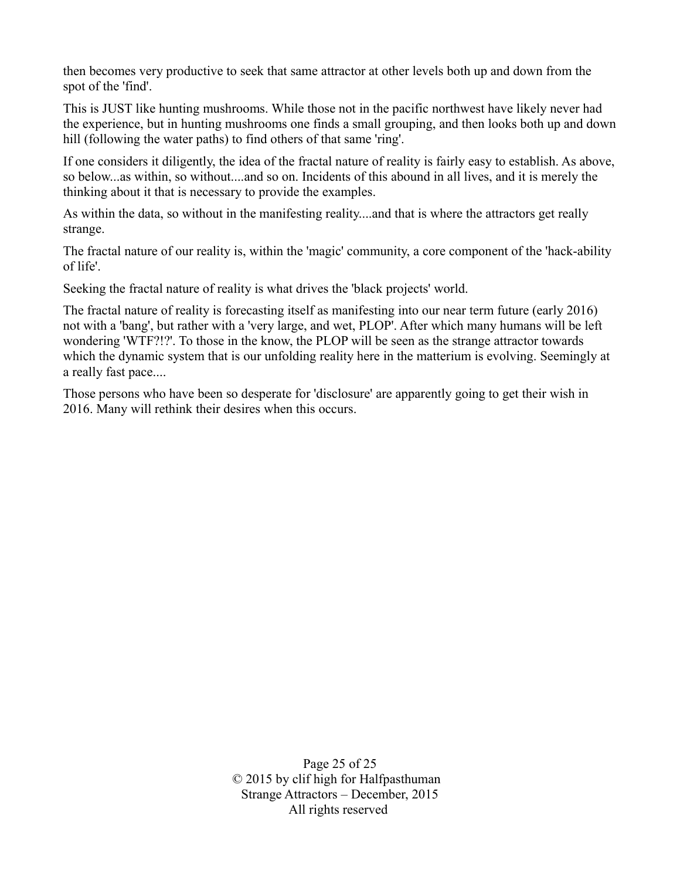then becomes very productive to seek that same attractor at other levels both up and down from the spot of the 'find'.

This is JUST like hunting mushrooms. While those not in the pacific northwest have likely never had the experience, but in hunting mushrooms one finds a small grouping, and then looks both up and down hill (following the water paths) to find others of that same 'ring'.

If one considers it diligently, the idea of the fractal nature of reality is fairly easy to establish. As above, so below...as within, so without....and so on. Incidents of this abound in all lives, and it is merely the thinking about it that is necessary to provide the examples.

As within the data, so without in the manifesting reality....and that is where the attractors get really strange.

The fractal nature of our reality is, within the 'magic' community, a core component of the 'hack-ability of life'.

Seeking the fractal nature of reality is what drives the 'black projects' world.

The fractal nature of reality is forecasting itself as manifesting into our near term future (early 2016) not with a 'bang', but rather with a 'very large, and wet, PLOP'. After which many humans will be left wondering 'WTF?!?'. To those in the know, the PLOP will be seen as the strange attractor towards which the dynamic system that is our unfolding reality here in the matterium is evolving. Seemingly at a really fast pace....

Those persons who have been so desperate for 'disclosure' are apparently going to get their wish in 2016. Many will rethink their desires when this occurs.

© 2015 by clif high for Halfpasthuman
Strange Attractors – December, 2015
All rights reserved